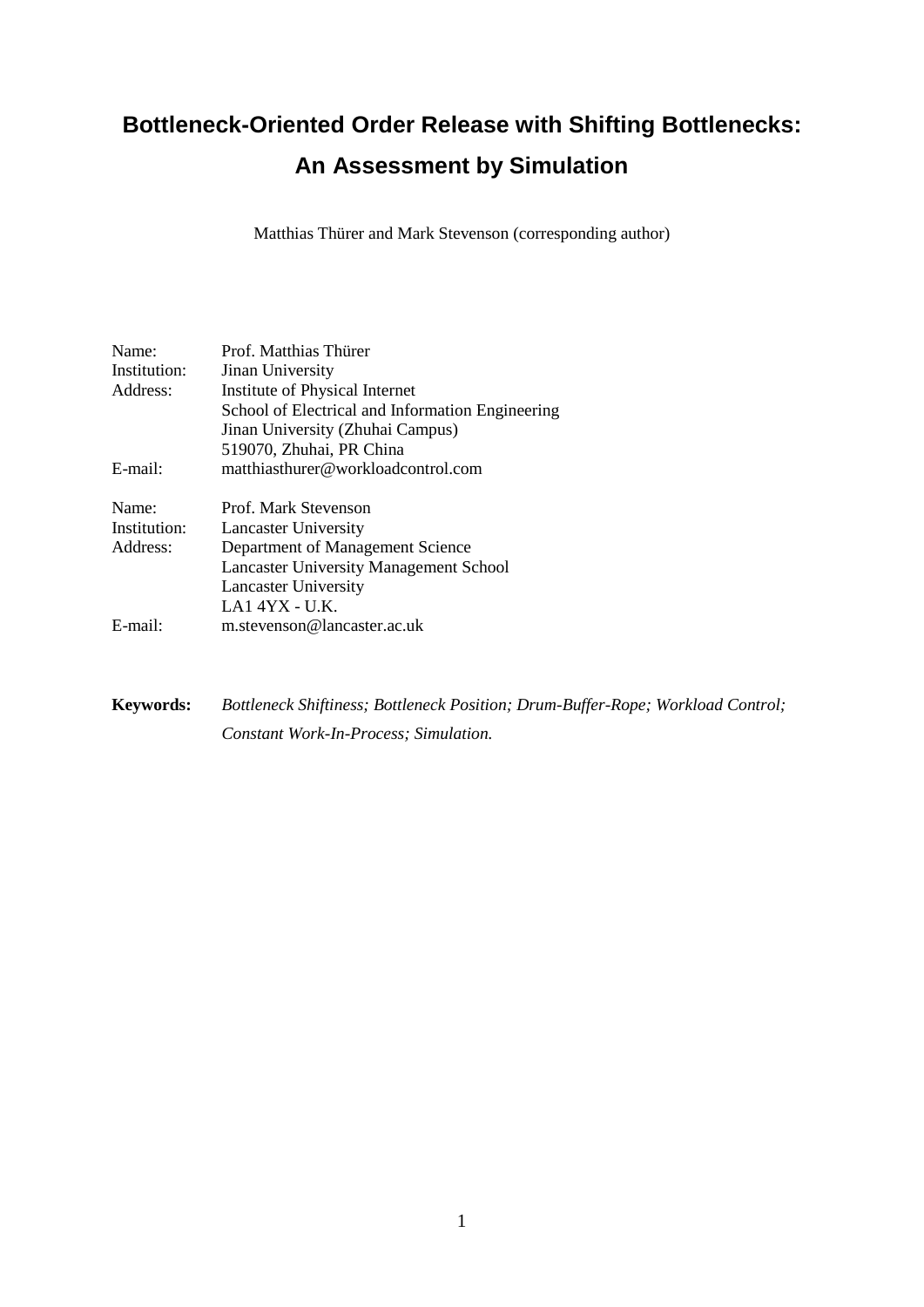# Bottleneck-Oriented Order Release with Shifting Bottlenecks: An Assessment by Simulation

Matthias Thürer and Mark Stevenson (corresponding author)

| | |
|---|---|
| Name: | Prof. Matthias Thürer |
| Institution: | Jinan University |
| Address: | Institute of Physical Internet |
| | School of Electrical and Information Engineering |
| | Jinan University (Zhuhai Campus) |
| | 519070, Zhuhai, PR China |
| E-mail: | matthiasthurer@workloadcontrol.com |

| | |
|---|---|
| Name: | Prof. Mark Stevenson |
| Institution: | Lancaster University |
| Address: | Department of Management Science |
| | Lancaster University Management School |
| | Lancaster University |
| | LA1 4YX - U.K. |
| E-mail: | m.stevenson@lancaster.ac.uk |

**Keywords:** *Bottleneck Shiftiness; Bottleneck Position; Drum-Buffer-Rope; Workload Control; Constant Work-In-Process; Simulation.*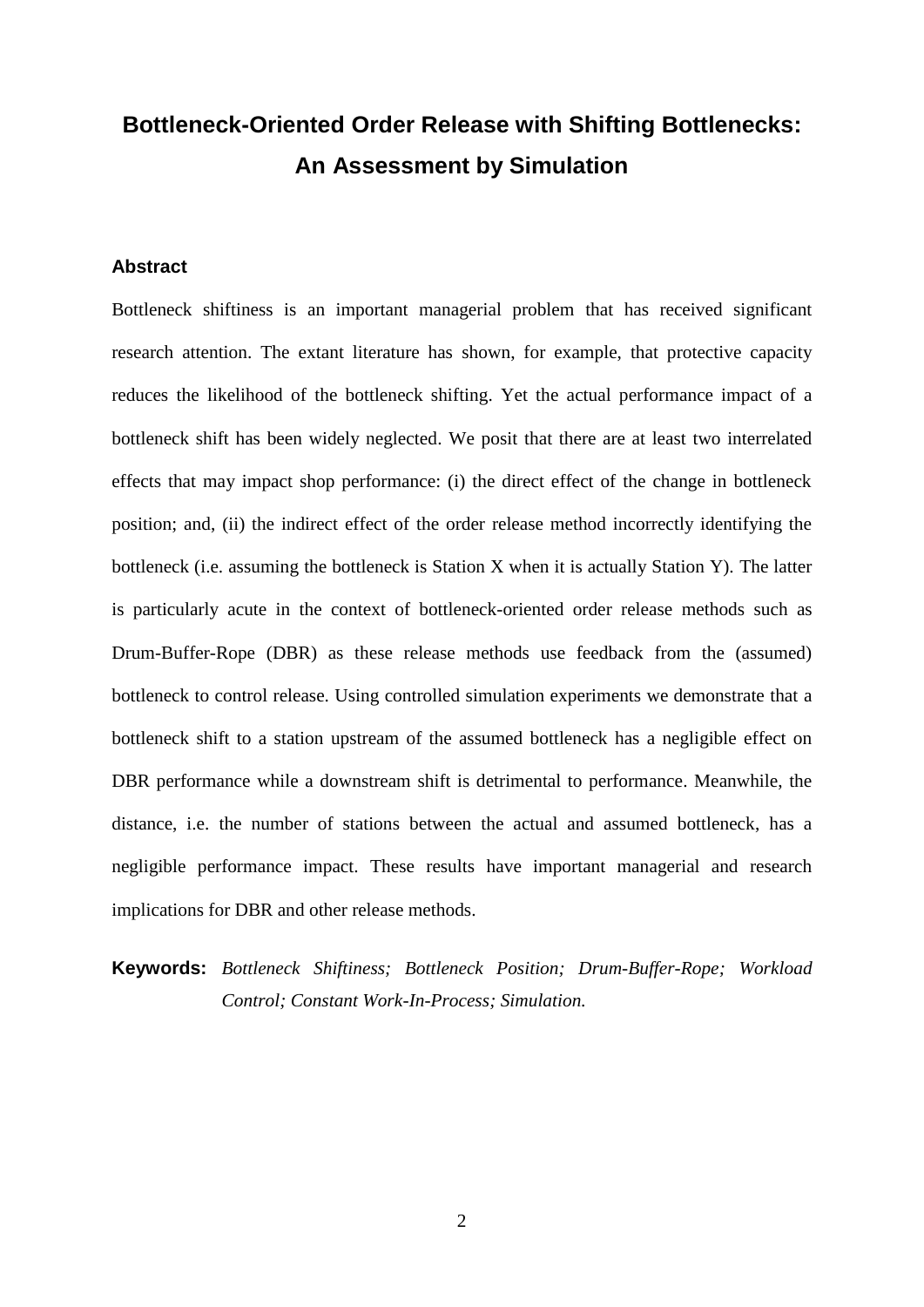# Bottleneck-Oriented Order Release with Shifting Bottlenecks: An Assessment by Simulation

## Abstract

Bottleneck shiftiness is an important managerial problem that has received significant research attention. The extant literature has shown, for example, that protective capacity reduces the likelihood of the bottleneck shifting. Yet the actual performance impact of a bottleneck shift has been widely neglected. We posit that there are at least two interrelated effects that may impact shop performance: (i) the direct effect of the change in bottleneck position; and, (ii) the indirect effect of the order release method incorrectly identifying the bottleneck (i.e. assuming the bottleneck is Station X when it is actually Station Y). The latter is particularly acute in the context of bottleneck-oriented order release methods such as Drum-Buffer-Rope (DBR) as these release methods use feedback from the (assumed) bottleneck to control release. Using controlled simulation experiments we demonstrate that a bottleneck shift to a station upstream of the assumed bottleneck has a negligible effect on DBR performance while a downstream shift is detrimental to performance. Meanwhile, the distance, i.e. the number of stations between the actual and assumed bottleneck, has a negligible performance impact. These results have important managerial and research implications for DBR and other release methods.

**Keywords:** *Bottleneck Shiftiness; Bottleneck Position; Drum-Buffer-Rope; Workload Control; Constant Work-In-Process; Simulation.*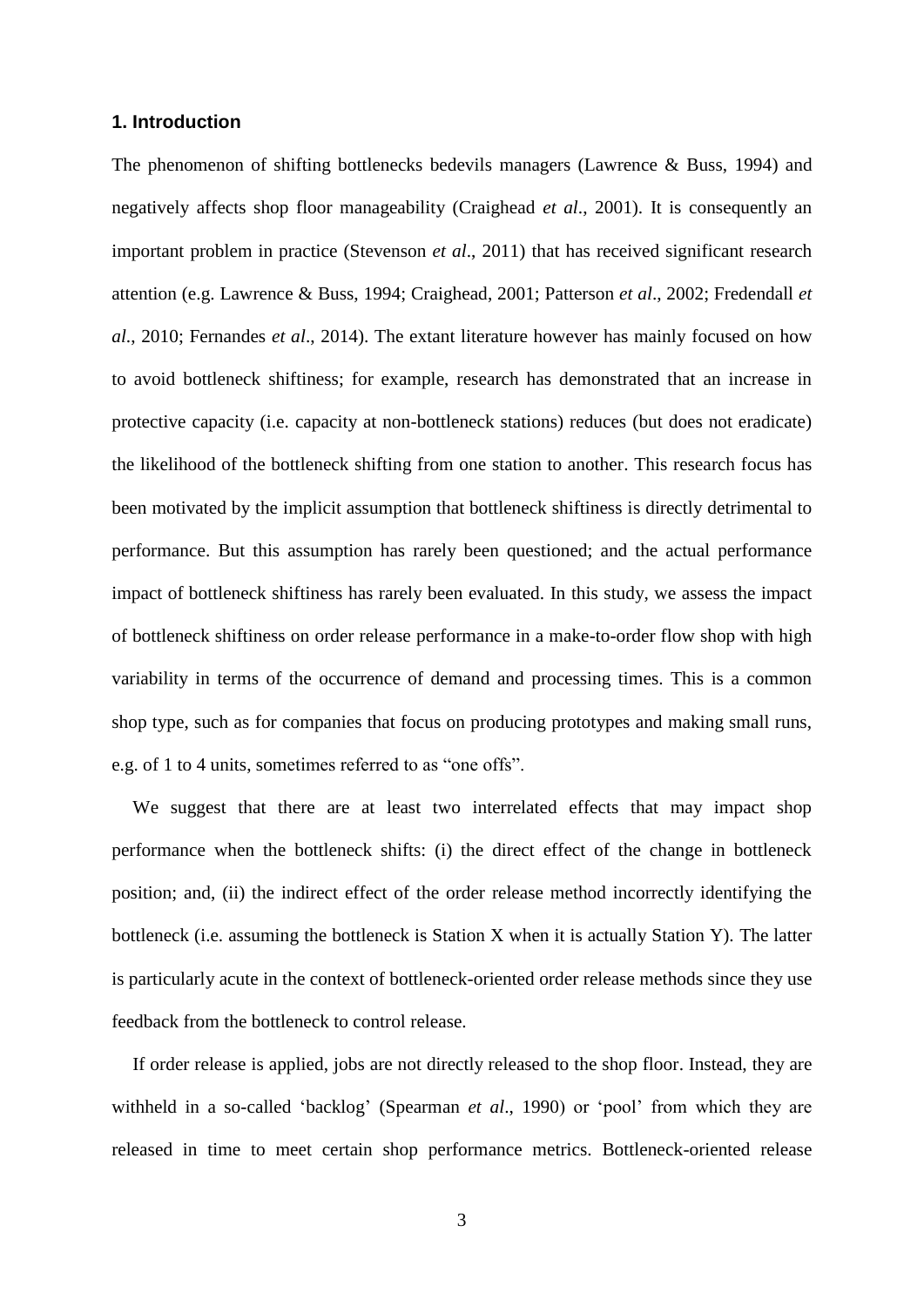## 1. Introduction

The phenomenon of shifting bottlenecks bedevils managers (Lawrence & Buss, 1994) and negatively affects shop floor manageability (Craighead *et al*., 2001). It is consequently an important problem in practice (Stevenson *et al*., 2011) that has received significant research attention (e.g. Lawrence & Buss, 1994; Craighead, 2001; Patterson *et al*., 2002; Fredendall *et al*., 2010; Fernandes *et al*., 2014). The extant literature however has mainly focused on how to avoid bottleneck shiftiness; for example, research has demonstrated that an increase in protective capacity (i.e. capacity at non-bottleneck stations) reduces (but does not eradicate) the likelihood of the bottleneck shifting from one station to another. This research focus has been motivated by the implicit assumption that bottleneck shiftiness is directly detrimental to performance. But this assumption has rarely been questioned; and the actual performance impact of bottleneck shiftiness has rarely been evaluated. In this study, we assess the impact of bottleneck shiftiness on order release performance in a make-to-order flow shop with high variability in terms of the occurrence of demand and processing times. This is a common shop type, such as for companies that focus on producing prototypes and making small runs, e.g. of 1 to 4 units, sometimes referred to as "one offs".

We suggest that there are at least two interrelated effects that may impact shop performance when the bottleneck shifts: (i) the direct effect of the change in bottleneck position; and, (ii) the indirect effect of the order release method incorrectly identifying the bottleneck (i.e. assuming the bottleneck is Station X when it is actually Station Y). The latter is particularly acute in the context of bottleneck-oriented order release methods since they use feedback from the bottleneck to control release.

If order release is applied, jobs are not directly released to the shop floor. Instead, they are withheld in a so-called 'backlog' (Spearman *et al*., 1990) or 'pool' from which they are released in time to meet certain shop performance metrics. Bottleneck-oriented release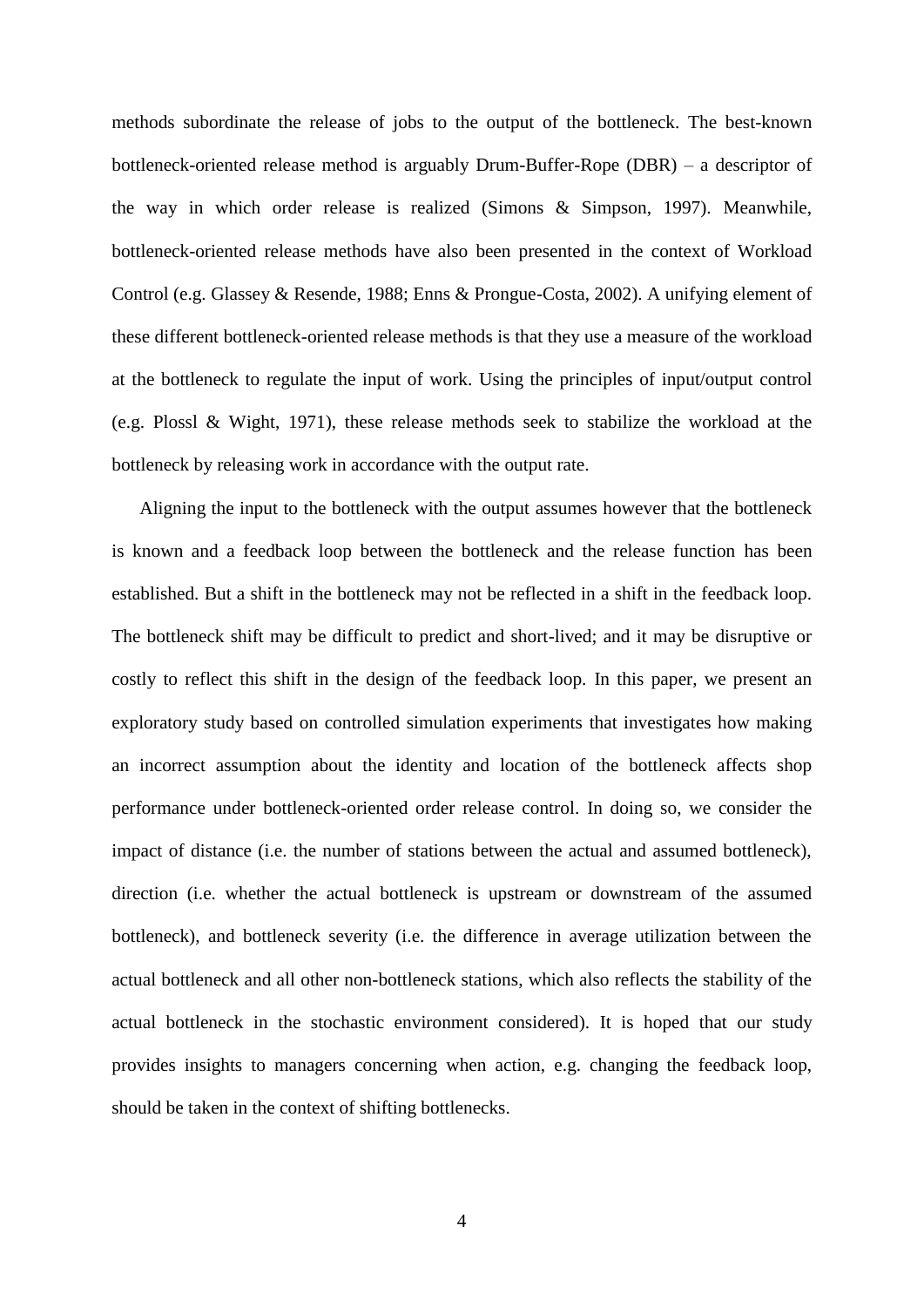methods subordinate the release of jobs to the output of the bottleneck. The best-known bottleneck-oriented release method is arguably Drum-Buffer-Rope (DBR) – a descriptor of the way in which order release is realized (Simons & Simpson, 1997). Meanwhile, bottleneck-oriented release methods have also been presented in the context of Workload Control (e.g. Glassey & Resende, 1988; Enns & Prongue-Costa, 2002). A unifying element of these different bottleneck-oriented release methods is that they use a measure of the workload at the bottleneck to regulate the input of work. Using the principles of input/output control (e.g. Plossl & Wight, 1971), these release methods seek to stabilize the workload at the bottleneck by releasing work in accordance with the output rate.

Aligning the input to the bottleneck with the output assumes however that the bottleneck is known and a feedback loop between the bottleneck and the release function has been established. But a shift in the bottleneck may not be reflected in a shift in the feedback loop. The bottleneck shift may be difficult to predict and short-lived; and it may be disruptive or costly to reflect this shift in the design of the feedback loop. In this paper, we present an exploratory study based on controlled simulation experiments that investigates how making an incorrect assumption about the identity and location of the bottleneck affects shop performance under bottleneck-oriented order release control. In doing so, we consider the impact of distance (i.e. the number of stations between the actual and assumed bottleneck), direction (i.e. whether the actual bottleneck is upstream or downstream of the assumed bottleneck), and bottleneck severity (i.e. the difference in average utilization between the actual bottleneck and all other non-bottleneck stations, which also reflects the stability of the actual bottleneck in the stochastic environment considered). It is hoped that our study provides insights to managers concerning when action, e.g. changing the feedback loop, should be taken in the context of shifting bottlenecks.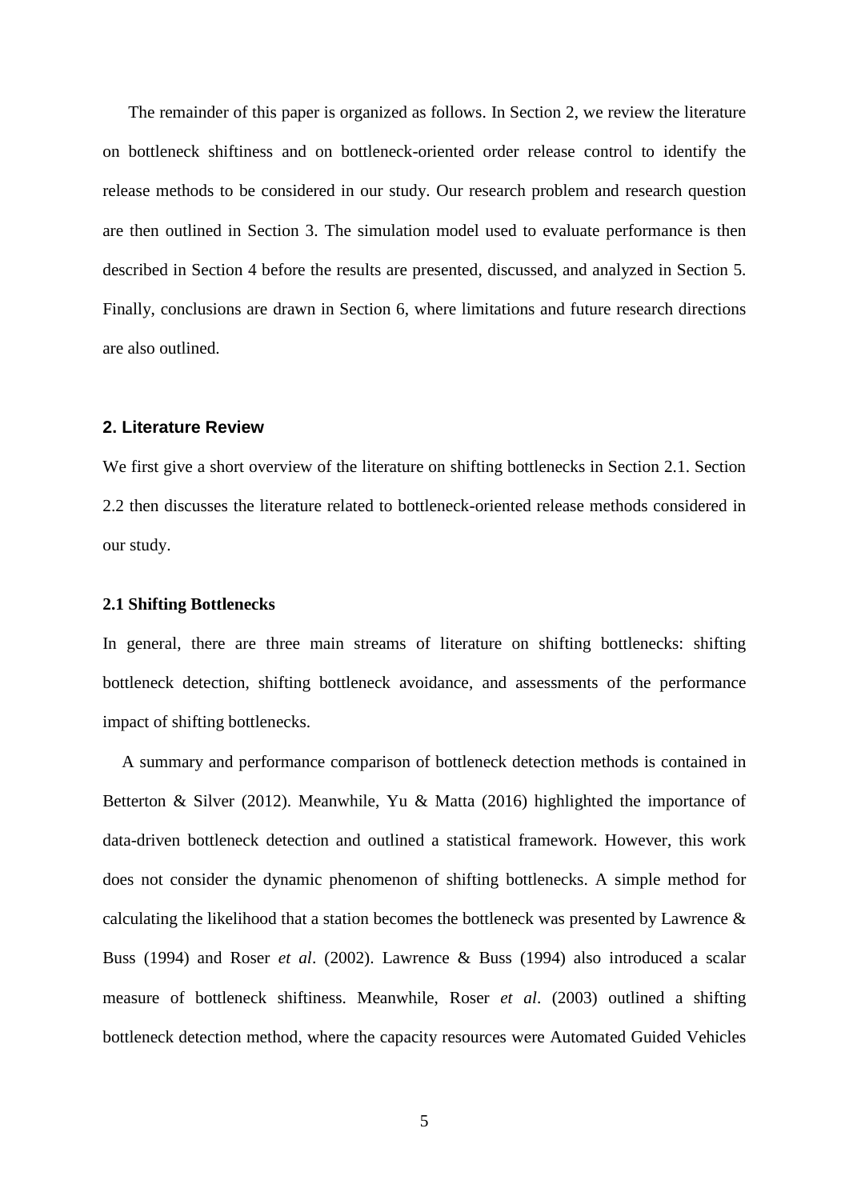The remainder of this paper is organized as follows. In Section 2, we review the literature on bottleneck shiftiness and on bottleneck-oriented order release control to identify the release methods to be considered in our study. Our research problem and research question are then outlined in Section 3. The simulation model used to evaluate performance is then described in Section 4 before the results are presented, discussed, and analyzed in Section 5. Finally, conclusions are drawn in Section 6, where limitations and future research directions are also outlined.

## 2. Literature Review

We first give a short overview of the literature on shifting bottlenecks in Section 2.1. Section 2.2 then discusses the literature related to bottleneck-oriented release methods considered in our study.

### 2.1 Shifting Bottlenecks

In general, there are three main streams of literature on shifting bottlenecks: shifting bottleneck detection, shifting bottleneck avoidance, and assessments of the performance impact of shifting bottlenecks.

A summary and performance comparison of bottleneck detection methods is contained in Betterton & Silver (2012). Meanwhile, Yu & Matta (2016) highlighted the importance of data-driven bottleneck detection and outlined a statistical framework. However, this work does not consider the dynamic phenomenon of shifting bottlenecks. A simple method for calculating the likelihood that a station becomes the bottleneck was presented by Lawrence & Buss (1994) and Roser *et al*. (2002). Lawrence & Buss (1994) also introduced a scalar measure of bottleneck shiftiness. Meanwhile, Roser *et al*. (2003) outlined a shifting bottleneck detection method, where the capacity resources were Automated Guided Vehicles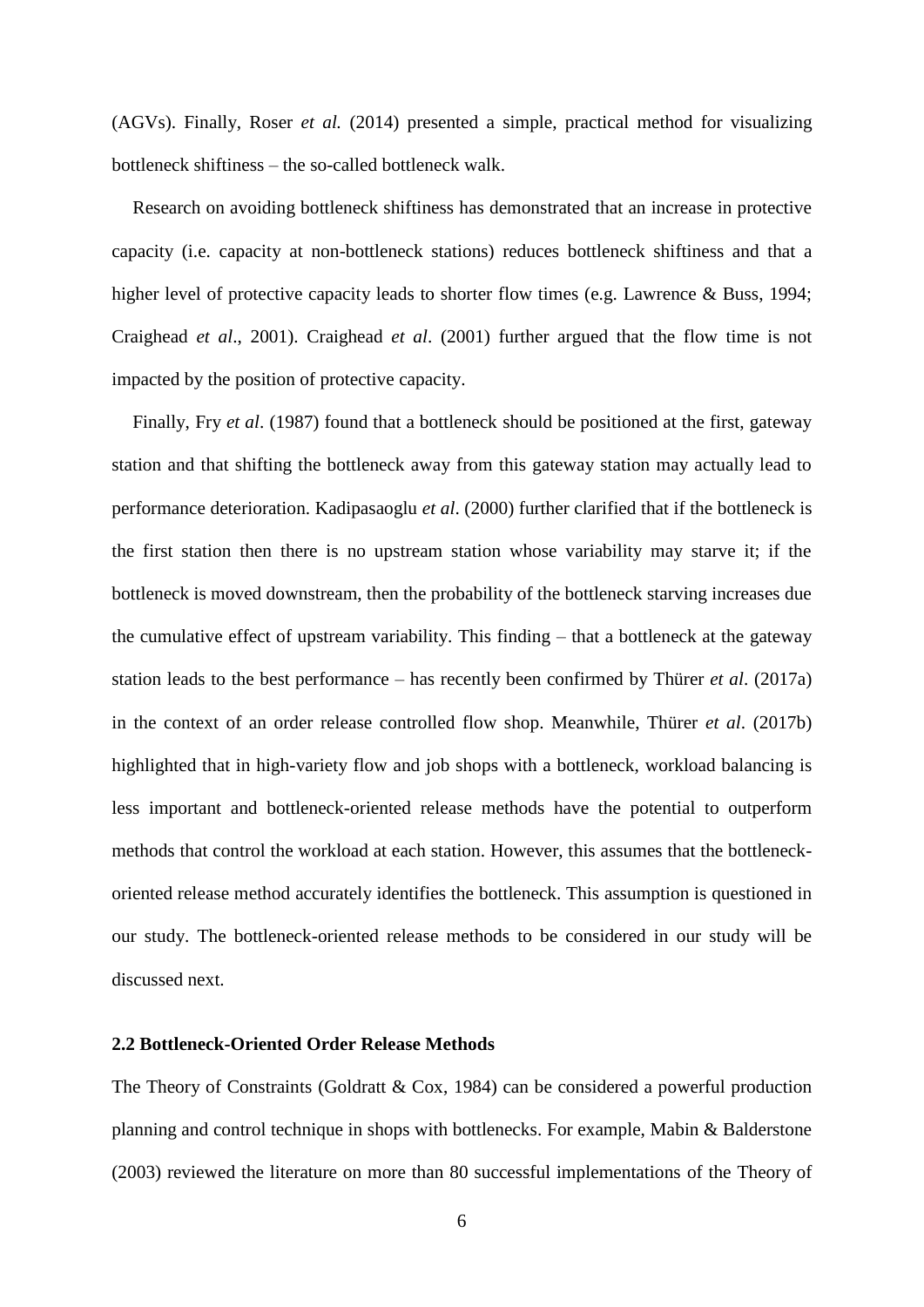(AGVs). Finally, Roser *et al.* (2014) presented a simple, practical method for visualizing bottleneck shiftiness – the so-called bottleneck walk.

Research on avoiding bottleneck shiftiness has demonstrated that an increase in protective capacity (i.e. capacity at non-bottleneck stations) reduces bottleneck shiftiness and that a higher level of protective capacity leads to shorter flow times (e.g. Lawrence & Buss, 1994; Craighead *et al*., 2001). Craighead *et al*. (2001) further argued that the flow time is not impacted by the position of protective capacity.

Finally, Fry *et al*. (1987) found that a bottleneck should be positioned at the first, gateway station and that shifting the bottleneck away from this gateway station may actually lead to performance deterioration. Kadipasaoglu *et al*. (2000) further clarified that if the bottleneck is the first station then there is no upstream station whose variability may starve it; if the bottleneck is moved downstream, then the probability of the bottleneck starving increases due the cumulative effect of upstream variability. This finding – that a bottleneck at the gateway station leads to the best performance – has recently been confirmed by Thürer *et al*. (2017a) in the context of an order release controlled flow shop. Meanwhile, Thürer *et al*. (2017b) highlighted that in high-variety flow and job shops with a bottleneck, workload balancing is less important and bottleneck-oriented release methods have the potential to outperform methods that control the workload at each station. However, this assumes that the bottleneck-oriented release method accurately identifies the bottleneck. This assumption is questioned in our study. The bottleneck-oriented release methods to be considered in our study will be discussed next.

### 2.2 Bottleneck-Oriented Order Release Methods

The Theory of Constraints (Goldratt & Cox, 1984) can be considered a powerful production planning and control technique in shops with bottlenecks. For example, Mabin & Balderstone (2003) reviewed the literature on more than 80 successful implementations of the Theory of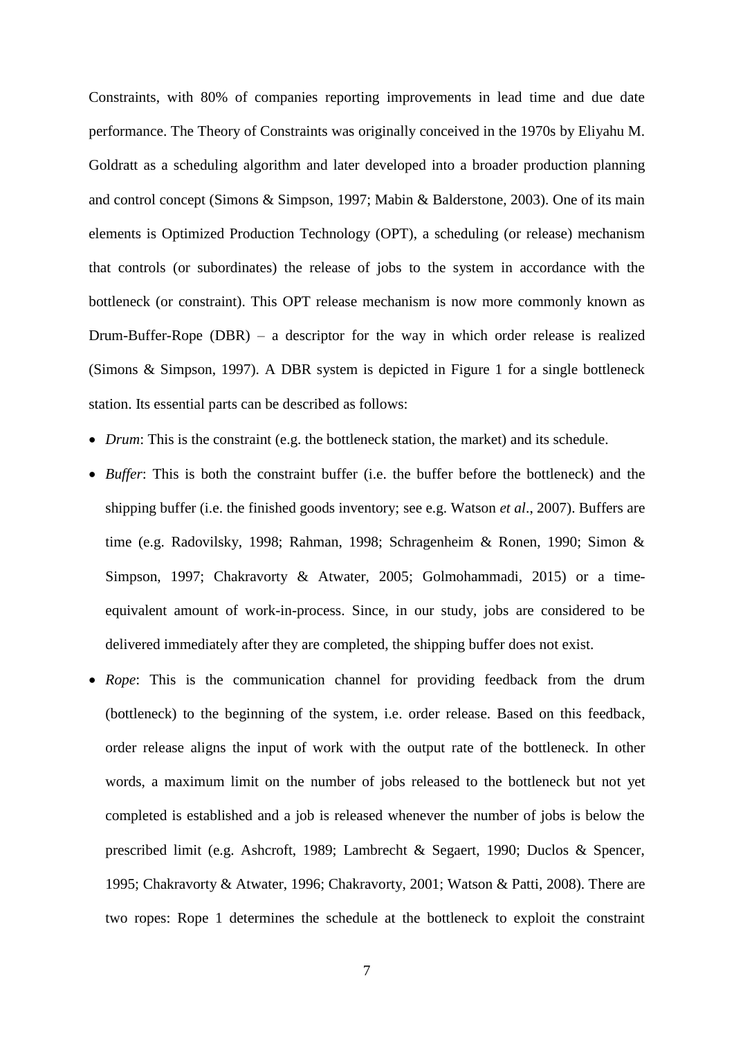Constraints, with 80% of companies reporting improvements in lead time and due date performance. The Theory of Constraints was originally conceived in the 1970s by Eliyahu M. Goldratt as a scheduling algorithm and later developed into a broader production planning and control concept (Simons & Simpson, 1997; Mabin & Balderstone, 2003). One of its main elements is Optimized Production Technology (OPT), a scheduling (or release) mechanism that controls (or subordinates) the release of jobs to the system in accordance with the bottleneck (or constraint). This OPT release mechanism is now more commonly known as Drum-Buffer-Rope (DBR) – a descriptor for the way in which order release is realized (Simons & Simpson, 1997). A DBR system is depicted in Figure 1 for a single bottleneck station. Its essential parts can be described as follows:

- *Drum*: This is the constraint (e.g. the bottleneck station, the market) and its schedule.
- *Buffer*: This is both the constraint buffer (i.e. the buffer before the bottleneck) and the shipping buffer (i.e. the finished goods inventory; see e.g. Watson *et al*., 2007). Buffers are time (e.g. Radovilsky, 1998; Rahman, 1998; Schragenheim & Ronen, 1990; Simon & Simpson, 1997; Chakravorty & Atwater, 2005; Golmohammadi, 2015) or a time-equivalent amount of work-in-process. Since, in our study, jobs are considered to be delivered immediately after they are completed, the shipping buffer does not exist.
- *Rope*: This is the communication channel for providing feedback from the drum (bottleneck) to the beginning of the system, i.e. order release. Based on this feedback, order release aligns the input of work with the output rate of the bottleneck. In other words, a maximum limit on the number of jobs released to the bottleneck but not yet completed is established and a job is released whenever the number of jobs is below the prescribed limit (e.g. Ashcroft, 1989; Lambrecht & Segaert, 1990; Duclos & Spencer, 1995; Chakravorty & Atwater, 1996; Chakravorty, 2001; Watson & Patti, 2008). There are two ropes: Rope 1 determines the schedule at the bottleneck to exploit the constraint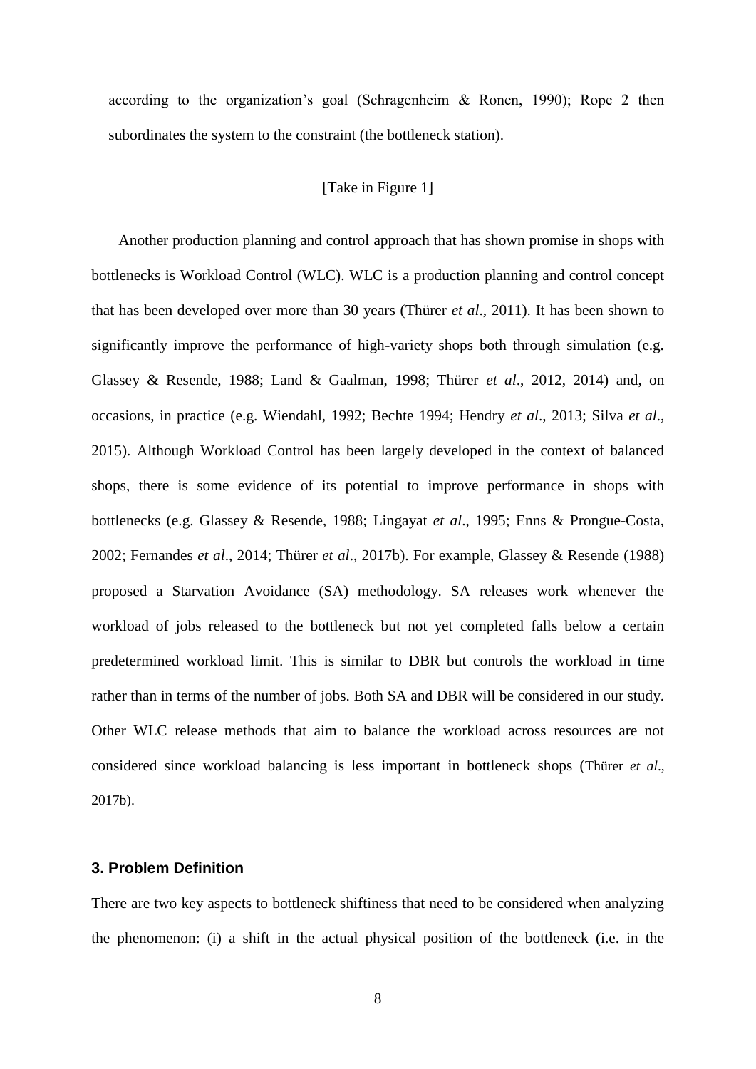according to the organization's goal (Schragenheim & Ronen, 1990); Rope 2 then subordinates the system to the constraint (the bottleneck station).

[Take in Figure 1]

Another production planning and control approach that has shown promise in shops with bottlenecks is Workload Control (WLC). WLC is a production planning and control concept that has been developed over more than 30 years (Thürer *et al*., 2011). It has been shown to significantly improve the performance of high-variety shops both through simulation (e.g. Glassey & Resende, 1988; Land & Gaalman, 1998; Thürer *et al*., 2012, 2014) and, on occasions, in practice (e.g. Wiendahl, 1992; Bechte 1994; Hendry *et al*., 2013; Silva *et al*., 2015). Although Workload Control has been largely developed in the context of balanced shops, there is some evidence of its potential to improve performance in shops with bottlenecks (e.g. Glassey & Resende, 1988; Lingayat *et al*., 1995; Enns & Prongue-Costa, 2002; Fernandes *et al*., 2014; Thürer *et al*., 2017b). For example, Glassey & Resende (1988) proposed a Starvation Avoidance (SA) methodology. SA releases work whenever the workload of jobs released to the bottleneck but not yet completed falls below a certain predetermined workload limit. This is similar to DBR but controls the workload in time rather than in terms of the number of jobs. Both SA and DBR will be considered in our study. Other WLC release methods that aim to balance the workload across resources are not considered since workload balancing is less important in bottleneck shops (Thürer *et al*., 2017b).

## 3. Problem Definition

There are two key aspects to bottleneck shiftiness that need to be considered when analyzing the phenomenon: (i) a shift in the actual physical position of the bottleneck (i.e. in the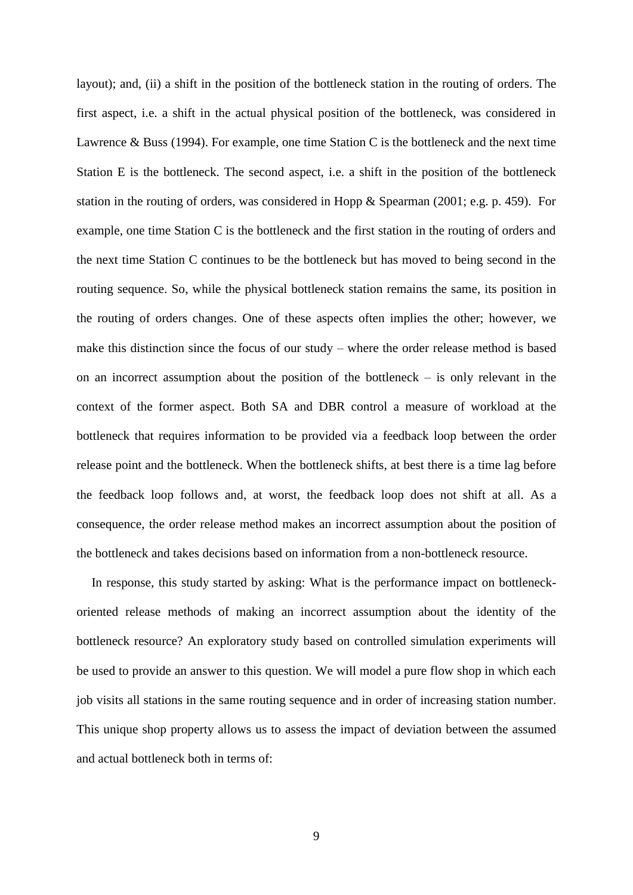layout); and, (ii) a shift in the position of the bottleneck station in the routing of orders. The first aspect, i.e. a shift in the actual physical position of the bottleneck, was considered in Lawrence & Buss (1994). For example, one time Station C is the bottleneck and the next time Station E is the bottleneck. The second aspect, i.e. a shift in the position of the bottleneck station in the routing of orders, was considered in Hopp & Spearman (2001; e.g. p. 459). For example, one time Station C is the bottleneck and the first station in the routing of orders and the next time Station C continues to be the bottleneck but has moved to being second in the routing sequence. So, while the physical bottleneck station remains the same, its position in the routing of orders changes. One of these aspects often implies the other; however, we make this distinction since the focus of our study – where the order release method is based on an incorrect assumption about the position of the bottleneck – is only relevant in the context of the former aspect. Both SA and DBR control a measure of workload at the bottleneck that requires information to be provided via a feedback loop between the order release point and the bottleneck. When the bottleneck shifts, at best there is a time lag before the feedback loop follows and, at worst, the feedback loop does not shift at all. As a consequence, the order release method makes an incorrect assumption about the position of the bottleneck and takes decisions based on information from a non-bottleneck resource.

In response, this study started by asking: What is the performance impact on bottleneck-oriented release methods of making an incorrect assumption about the identity of the bottleneck resource? An exploratory study based on controlled simulation experiments will be used to provide an answer to this question. We will model a pure flow shop in which each job visits all stations in the same routing sequence and in order of increasing station number. This unique shop property allows us to assess the impact of deviation between the assumed and actual bottleneck both in terms of: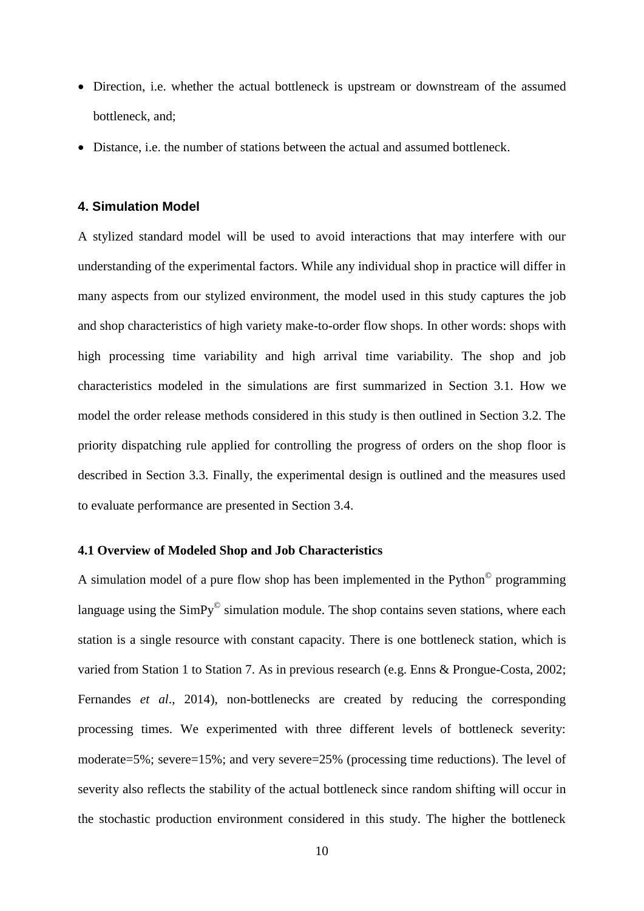- Direction, i.e. whether the actual bottleneck is upstream or downstream of the assumed bottleneck, and;
- Distance, i.e. the number of stations between the actual and assumed bottleneck.

## 4. Simulation Model

A stylized standard model will be used to avoid interactions that may interfere with our understanding of the experimental factors. While any individual shop in practice will differ in many aspects from our stylized environment, the model used in this study captures the job and shop characteristics of high variety make-to-order flow shops. In other words: shops with high processing time variability and high arrival time variability. The shop and job characteristics modeled in the simulations are first summarized in Section 3.1. How we model the order release methods considered in this study is then outlined in Section 3.2. The priority dispatching rule applied for controlling the progress of orders on the shop floor is described in Section 3.3. Finally, the experimental design is outlined and the measures used to evaluate performance are presented in Section 3.4.

### 4.1 Overview of Modeled Shop and Job Characteristics

A simulation model of a pure flow shop has been implemented in the Python© programming language using the SimPy© simulation module. The shop contains seven stations, where each station is a single resource with constant capacity. There is one bottleneck station, which is varied from Station 1 to Station 7. As in previous research (e.g. Enns & Prongue-Costa, 2002; Fernandes *et al.*, 2014), non-bottlenecks are created by reducing the corresponding processing times. We experimented with three different levels of bottleneck severity: moderate=5%; severe=15%; and very severe=25% (processing time reductions). The level of severity also reflects the stability of the actual bottleneck since random shifting will occur in the stochastic production environment considered in this study. The higher the bottleneck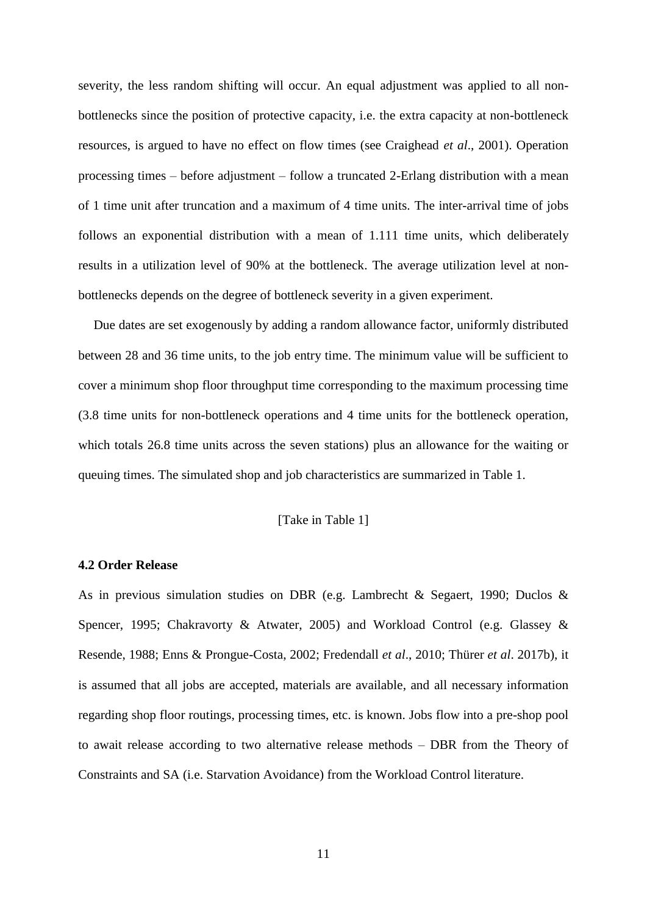severity, the less random shifting will occur. An equal adjustment was applied to all non-bottlenecks since the position of protective capacity, i.e. the extra capacity at non-bottleneck resources, is argued to have no effect on flow times (see Craighead *et al*., 2001). Operation processing times – before adjustment – follow a truncated 2-Erlang distribution with a mean of 1 time unit after truncation and a maximum of 4 time units. The inter-arrival time of jobs follows an exponential distribution with a mean of 1.111 time units, which deliberately results in a utilization level of 90% at the bottleneck. The average utilization level at non-bottlenecks depends on the degree of bottleneck severity in a given experiment.

Due dates are set exogenously by adding a random allowance factor, uniformly distributed between 28 and 36 time units, to the job entry time. The minimum value will be sufficient to cover a minimum shop floor throughput time corresponding to the maximum processing time (3.8 time units for non-bottleneck operations and 4 time units for the bottleneck operation, which totals 26.8 time units across the seven stations) plus an allowance for the waiting or queuing times. The simulated shop and job characteristics are summarized in Table 1.

[Take in Table 1]

### 4.2 Order Release

As in previous simulation studies on DBR (e.g. Lambrecht & Segaert, 1990; Duclos & Spencer, 1995; Chakravorty & Atwater, 2005) and Workload Control (e.g. Glassey & Resende, 1988; Enns & Prongue-Costa, 2002; Fredendall *et al*., 2010; Thürer *et al*. 2017b), it is assumed that all jobs are accepted, materials are available, and all necessary information regarding shop floor routings, processing times, etc. is known. Jobs flow into a pre-shop pool to await release according to two alternative release methods – DBR from the Theory of Constraints and SA (i.e. Starvation Avoidance) from the Workload Control literature.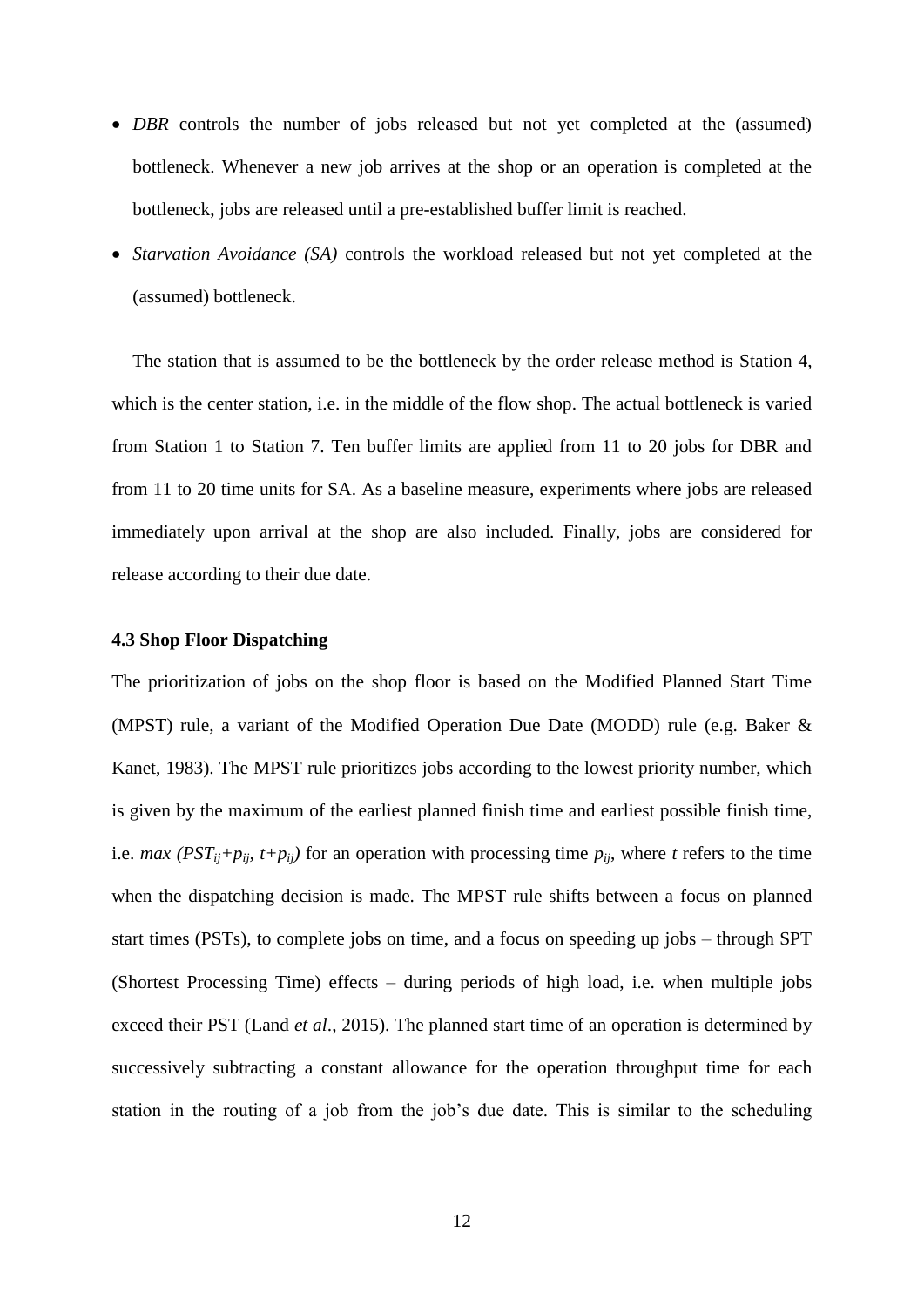- *DBR* controls the number of jobs released but not yet completed at the (assumed) bottleneck. Whenever a new job arrives at the shop or an operation is completed at the bottleneck, jobs are released until a pre-established buffer limit is reached.
- *Starvation Avoidance (SA)* controls the workload released but not yet completed at the (assumed) bottleneck.

The station that is assumed to be the bottleneck by the order release method is Station 4, which is the center station, i.e. in the middle of the flow shop. The actual bottleneck is varied from Station 1 to Station 7. Ten buffer limits are applied from 11 to 20 jobs for DBR and from 11 to 20 time units for SA. As a baseline measure, experiments where jobs are released immediately upon arrival at the shop are also included. Finally, jobs are considered for release according to their due date.

### 4.3 Shop Floor Dispatching

The prioritization of jobs on the shop floor is based on the Modified Planned Start Time (MPST) rule, a variant of the Modified Operation Due Date (MODD) rule (e.g. Baker & Kanet, 1983). The MPST rule prioritizes jobs according to the lowest priority number, which is given by the maximum of the earliest planned finish time and earliest possible finish time, i.e. $max\ (PST_{ij}+p_{ij},\ t+p_{ij})$ for an operation with processing time $p_{ij}$, where $t$ refers to the time when the dispatching decision is made. The MPST rule shifts between a focus on planned start times (PSTs), to complete jobs on time, and a focus on speeding up jobs – through SPT (Shortest Processing Time) effects – during periods of high load, i.e. when multiple jobs exceed their PST (Land *et al*., 2015). The planned start time of an operation is determined by successively subtracting a constant allowance for the operation throughput time for each station in the routing of a job from the job's due date. This is similar to the scheduling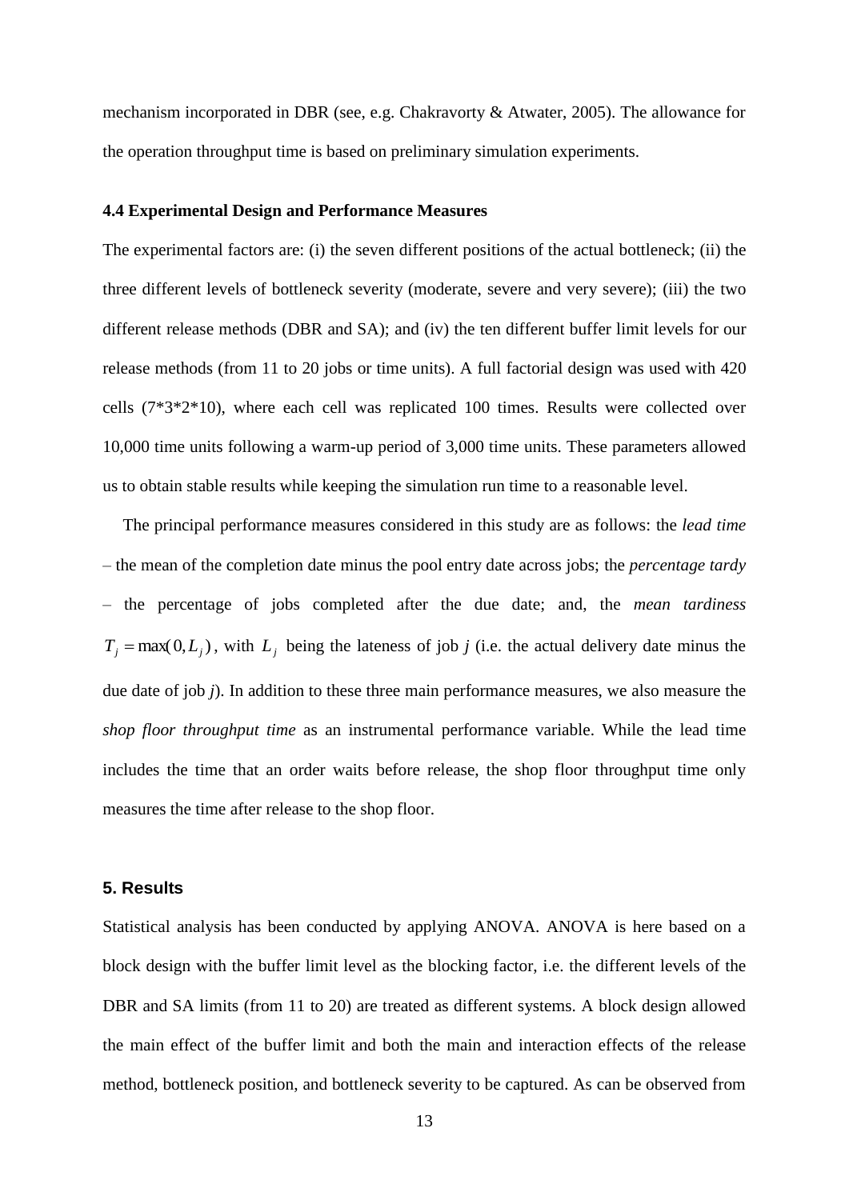mechanism incorporated in DBR (see, e.g. Chakravorty & Atwater, 2005). The allowance for the operation throughput time is based on preliminary simulation experiments.

### 4.4 Experimental Design and Performance Measures

The experimental factors are: (i) the seven different positions of the actual bottleneck; (ii) the three different levels of bottleneck severity (moderate, severe and very severe); (iii) the two different release methods (DBR and SA); and (iv) the ten different buffer limit levels for our release methods (from 11 to 20 jobs or time units). A full factorial design was used with 420 cells (7*3*2*10), where each cell was replicated 100 times. Results were collected over 10,000 time units following a warm-up period of 3,000 time units. These parameters allowed us to obtain stable results while keeping the simulation run time to a reasonable level.

The principal performance measures considered in this study are as follows: the *lead time* – the mean of the completion date minus the pool entry date across jobs; the *percentage tardy* – the percentage of jobs completed after the due date; and, the *mean tardiness* $T_j = \max(0, L_j)$, with $L_j$ being the lateness of job *j* (i.e. the actual delivery date minus the due date of job *j*). In addition to these three main performance measures, we also measure the *shop floor throughput time* as an instrumental performance variable. While the lead time includes the time that an order waits before release, the shop floor throughput time only measures the time after release to the shop floor.

## 5. Results

Statistical analysis has been conducted by applying ANOVA. ANOVA is here based on a block design with the buffer limit level as the blocking factor, i.e. the different levels of the DBR and SA limits (from 11 to 20) are treated as different systems. A block design allowed the main effect of the buffer limit and both the main and interaction effects of the release method, bottleneck position, and bottleneck severity to be captured. As can be observed from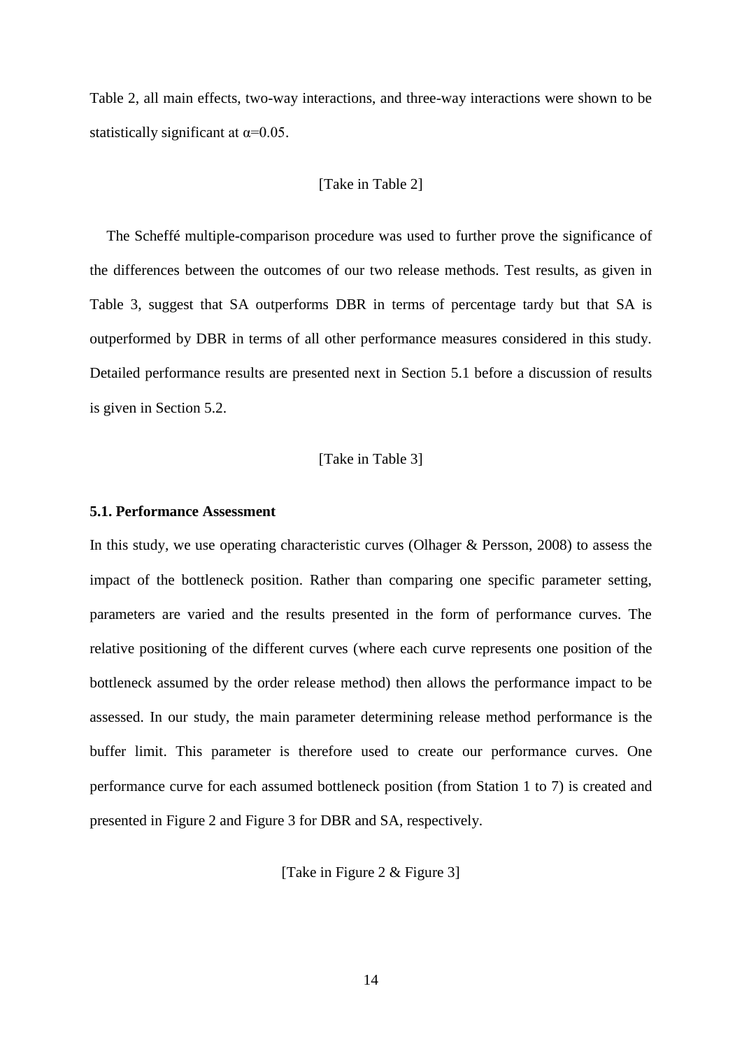Table 2, all main effects, two-way interactions, and three-way interactions were shown to be statistically significant at $\alpha$=0.05.

[Take in Table 2]

The Scheffé multiple-comparison procedure was used to further prove the significance of the differences between the outcomes of our two release methods. Test results, as given in Table 3, suggest that SA outperforms DBR in terms of percentage tardy but that SA is outperformed by DBR in terms of all other performance measures considered in this study. Detailed performance results are presented next in Section 5.1 before a discussion of results is given in Section 5.2.

[Take in Table 3]

**5.1. Performance Assessment**

In this study, we use operating characteristic curves (Olhager & Persson, 2008) to assess the impact of the bottleneck position. Rather than comparing one specific parameter setting, parameters are varied and the results presented in the form of performance curves. The relative positioning of the different curves (where each curve represents one position of the bottleneck assumed by the order release method) then allows the performance impact to be assessed. In our study, the main parameter determining release method performance is the buffer limit. This parameter is therefore used to create our performance curves. One performance curve for each assumed bottleneck position (from Station 1 to 7) is created and presented in Figure 2 and Figure 3 for DBR and SA, respectively.

[Take in Figure 2 & Figure 3]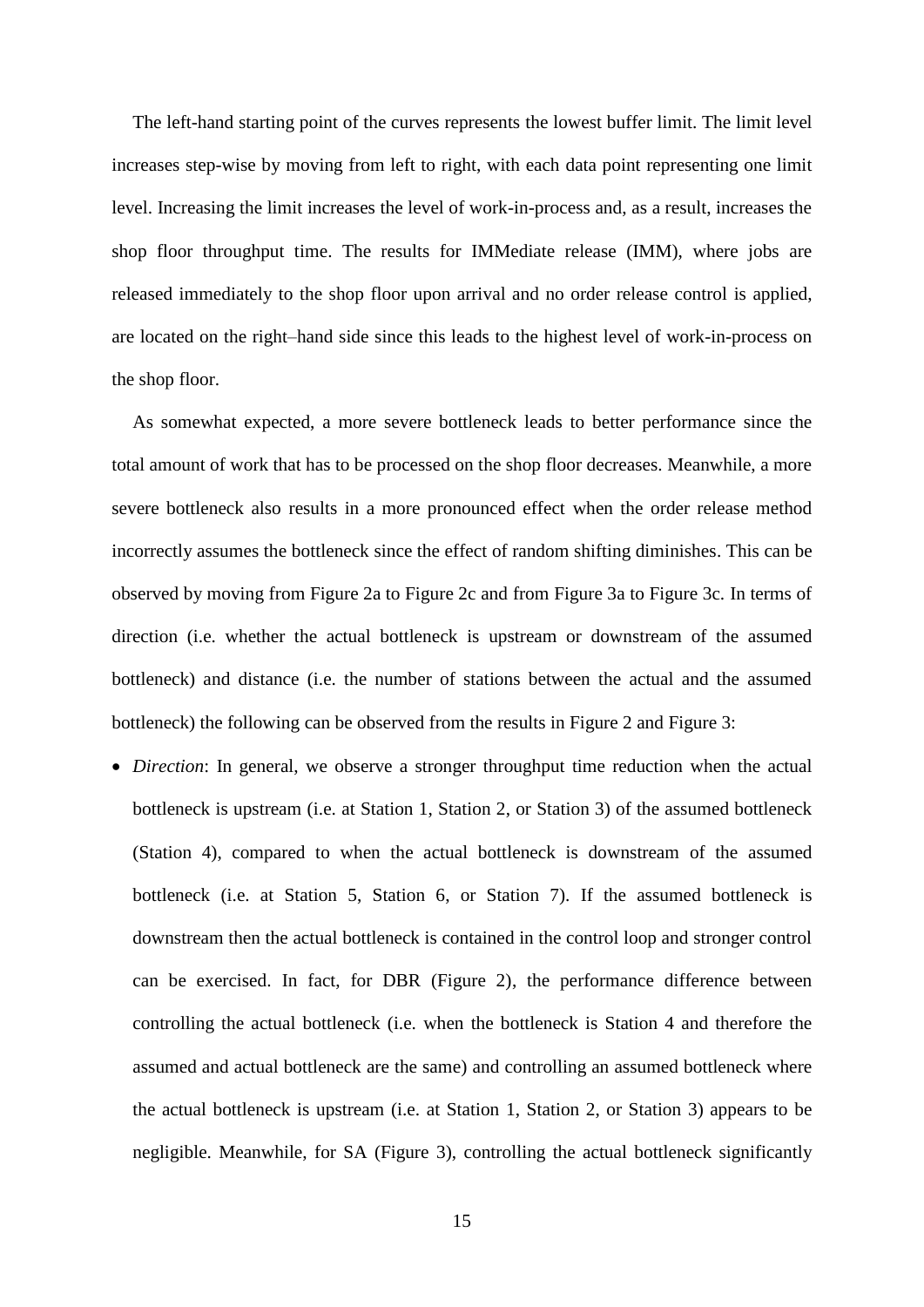The left-hand starting point of the curves represents the lowest buffer limit. The limit level increases step-wise by moving from left to right, with each data point representing one limit level. Increasing the limit increases the level of work-in-process and, as a result, increases the shop floor throughput time. The results for IMMediate release (IMM), where jobs are released immediately to the shop floor upon arrival and no order release control is applied, are located on the right–hand side since this leads to the highest level of work-in-process on the shop floor.

As somewhat expected, a more severe bottleneck leads to better performance since the total amount of work that has to be processed on the shop floor decreases. Meanwhile, a more severe bottleneck also results in a more pronounced effect when the order release method incorrectly assumes the bottleneck since the effect of random shifting diminishes. This can be observed by moving from Figure 2a to Figure 2c and from Figure 3a to Figure 3c. In terms of direction (i.e. whether the actual bottleneck is upstream or downstream of the assumed bottleneck) and distance (i.e. the number of stations between the actual and the assumed bottleneck) the following can be observed from the results in Figure 2 and Figure 3:

- *Direction*: In general, we observe a stronger throughput time reduction when the actual bottleneck is upstream (i.e. at Station 1, Station 2, or Station 3) of the assumed bottleneck (Station 4), compared to when the actual bottleneck is downstream of the assumed bottleneck (i.e. at Station 5, Station 6, or Station 7). If the assumed bottleneck is downstream then the actual bottleneck is contained in the control loop and stronger control can be exercised. In fact, for DBR (Figure 2), the performance difference between controlling the actual bottleneck (i.e. when the bottleneck is Station 4 and therefore the assumed and actual bottleneck are the same) and controlling an assumed bottleneck where the actual bottleneck is upstream (i.e. at Station 1, Station 2, or Station 3) appears to be negligible. Meanwhile, for SA (Figure 3), controlling the actual bottleneck significantly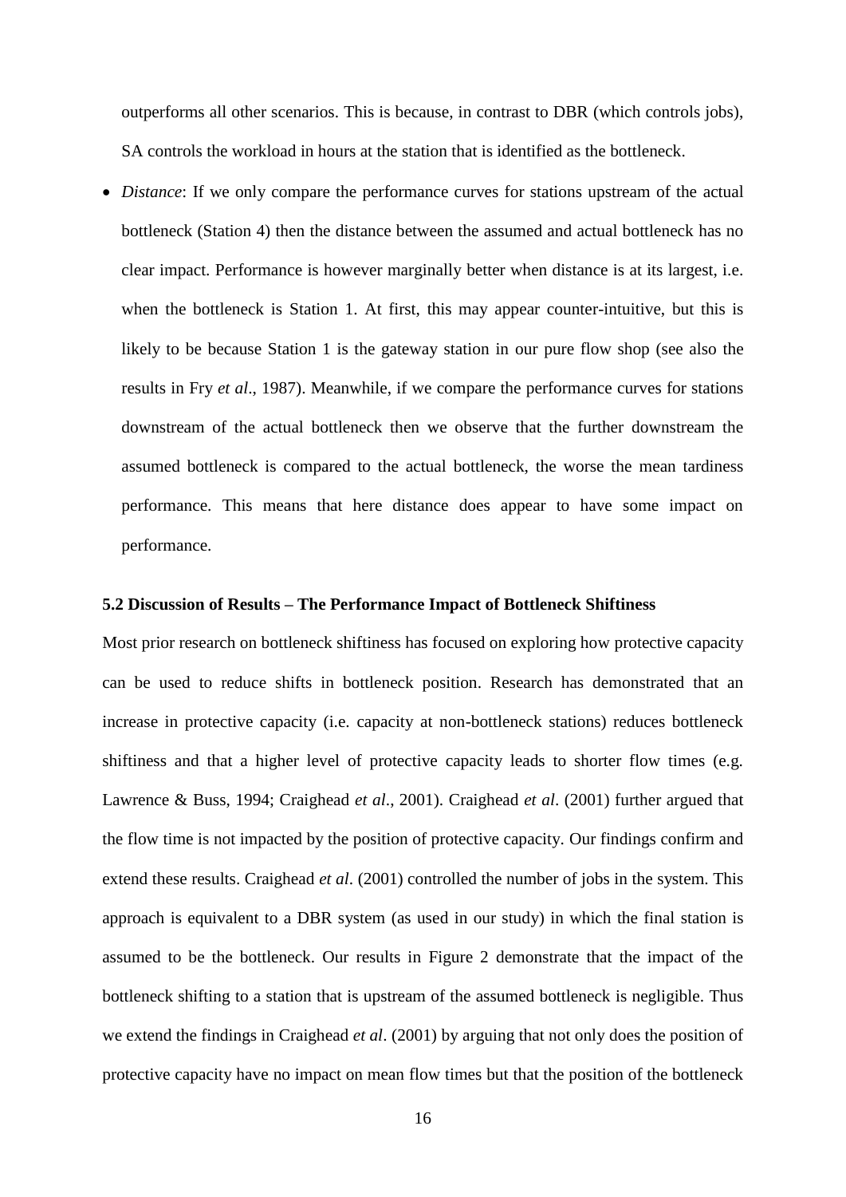outperforms all other scenarios. This is because, in contrast to DBR (which controls jobs), SA controls the workload in hours at the station that is identified as the bottleneck.

- *Distance*: If we only compare the performance curves for stations upstream of the actual bottleneck (Station 4) then the distance between the assumed and actual bottleneck has no clear impact. Performance is however marginally better when distance is at its largest, i.e. when the bottleneck is Station 1. At first, this may appear counter-intuitive, but this is likely to be because Station 1 is the gateway station in our pure flow shop (see also the results in Fry *et al*., 1987). Meanwhile, if we compare the performance curves for stations downstream of the actual bottleneck then we observe that the further downstream the assumed bottleneck is compared to the actual bottleneck, the worse the mean tardiness performance. This means that here distance does appear to have some impact on performance.

### 5.2 Discussion of Results – The Performance Impact of Bottleneck Shiftiness

Most prior research on bottleneck shiftiness has focused on exploring how protective capacity can be used to reduce shifts in bottleneck position. Research has demonstrated that an increase in protective capacity (i.e. capacity at non-bottleneck stations) reduces bottleneck shiftiness and that a higher level of protective capacity leads to shorter flow times (e.g. Lawrence & Buss, 1994; Craighead *et al*., 2001). Craighead *et al*. (2001) further argued that the flow time is not impacted by the position of protective capacity. Our findings confirm and extend these results. Craighead *et al*. (2001) controlled the number of jobs in the system. This approach is equivalent to a DBR system (as used in our study) in which the final station is assumed to be the bottleneck. Our results in Figure 2 demonstrate that the impact of the bottleneck shifting to a station that is upstream of the assumed bottleneck is negligible. Thus we extend the findings in Craighead *et al*. (2001) by arguing that not only does the position of protective capacity have no impact on mean flow times but that the position of the bottleneck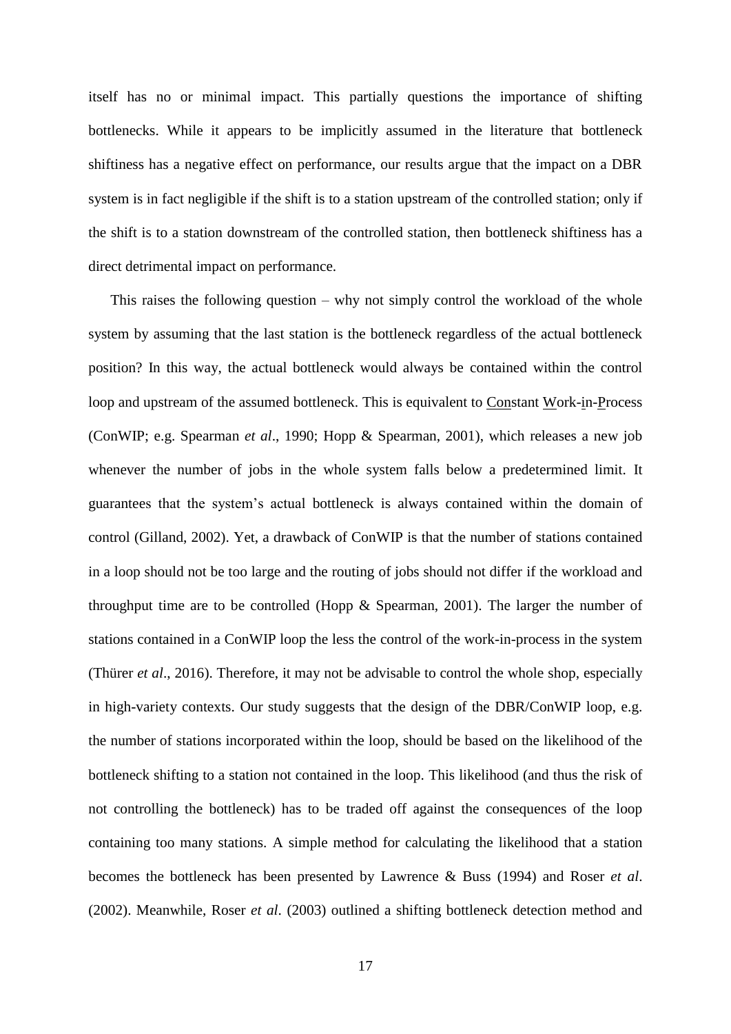itself has no or minimal impact. This partially questions the importance of shifting bottlenecks. While it appears to be implicitly assumed in the literature that bottleneck shiftiness has a negative effect on performance, our results argue that the impact on a DBR system is in fact negligible if the shift is to a station upstream of the controlled station; only if the shift is to a station downstream of the controlled station, then bottleneck shiftiness has a direct detrimental impact on performance.

This raises the following question – why not simply control the workload of the whole system by assuming that the last station is the bottleneck regardless of the actual bottleneck position? In this way, the actual bottleneck would always be contained within the control loop and upstream of the assumed bottleneck. This is equivalent to Constant Work-in-Process (ConWIP; e.g. Spearman *et al*., 1990; Hopp & Spearman, 2001), which releases a new job whenever the number of jobs in the whole system falls below a predetermined limit. It guarantees that the system's actual bottleneck is always contained within the domain of control (Gilland, 2002). Yet, a drawback of ConWIP is that the number of stations contained in a loop should not be too large and the routing of jobs should not differ if the workload and throughput time are to be controlled (Hopp & Spearman, 2001). The larger the number of stations contained in a ConWIP loop the less the control of the work-in-process in the system (Thürer *et al*., 2016). Therefore, it may not be advisable to control the whole shop, especially in high-variety contexts. Our study suggests that the design of the DBR/ConWIP loop, e.g. the number of stations incorporated within the loop, should be based on the likelihood of the bottleneck shifting to a station not contained in the loop. This likelihood (and thus the risk of not controlling the bottleneck) has to be traded off against the consequences of the loop containing too many stations. A simple method for calculating the likelihood that a station becomes the bottleneck has been presented by Lawrence & Buss (1994) and Roser *et al*. (2002). Meanwhile, Roser *et al*. (2003) outlined a shifting bottleneck detection method and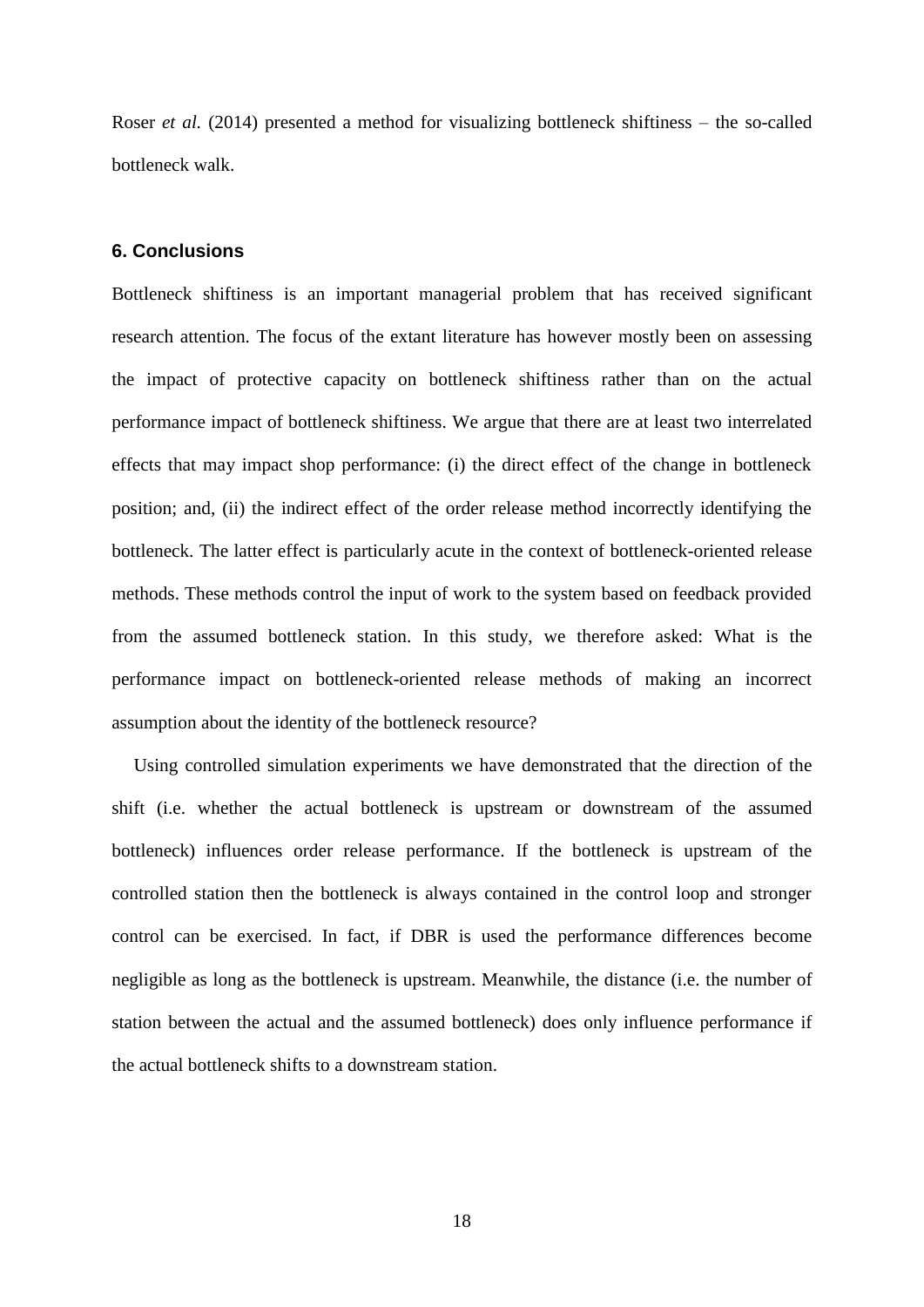Roser *et al.* (2014) presented a method for visualizing bottleneck shiftiness – the so-called bottleneck walk.

## 6. Conclusions

Bottleneck shiftiness is an important managerial problem that has received significant research attention. The focus of the extant literature has however mostly been on assessing the impact of protective capacity on bottleneck shiftiness rather than on the actual performance impact of bottleneck shiftiness. We argue that there are at least two interrelated effects that may impact shop performance: (i) the direct effect of the change in bottleneck position; and, (ii) the indirect effect of the order release method incorrectly identifying the bottleneck. The latter effect is particularly acute in the context of bottleneck-oriented release methods. These methods control the input of work to the system based on feedback provided from the assumed bottleneck station. In this study, we therefore asked: What is the performance impact on bottleneck-oriented release methods of making an incorrect assumption about the identity of the bottleneck resource?

Using controlled simulation experiments we have demonstrated that the direction of the shift (i.e. whether the actual bottleneck is upstream or downstream of the assumed bottleneck) influences order release performance. If the bottleneck is upstream of the controlled station then the bottleneck is always contained in the control loop and stronger control can be exercised. In fact, if DBR is used the performance differences become negligible as long as the bottleneck is upstream. Meanwhile, the distance (i.e. the number of station between the actual and the assumed bottleneck) does only influence performance if the actual bottleneck shifts to a downstream station.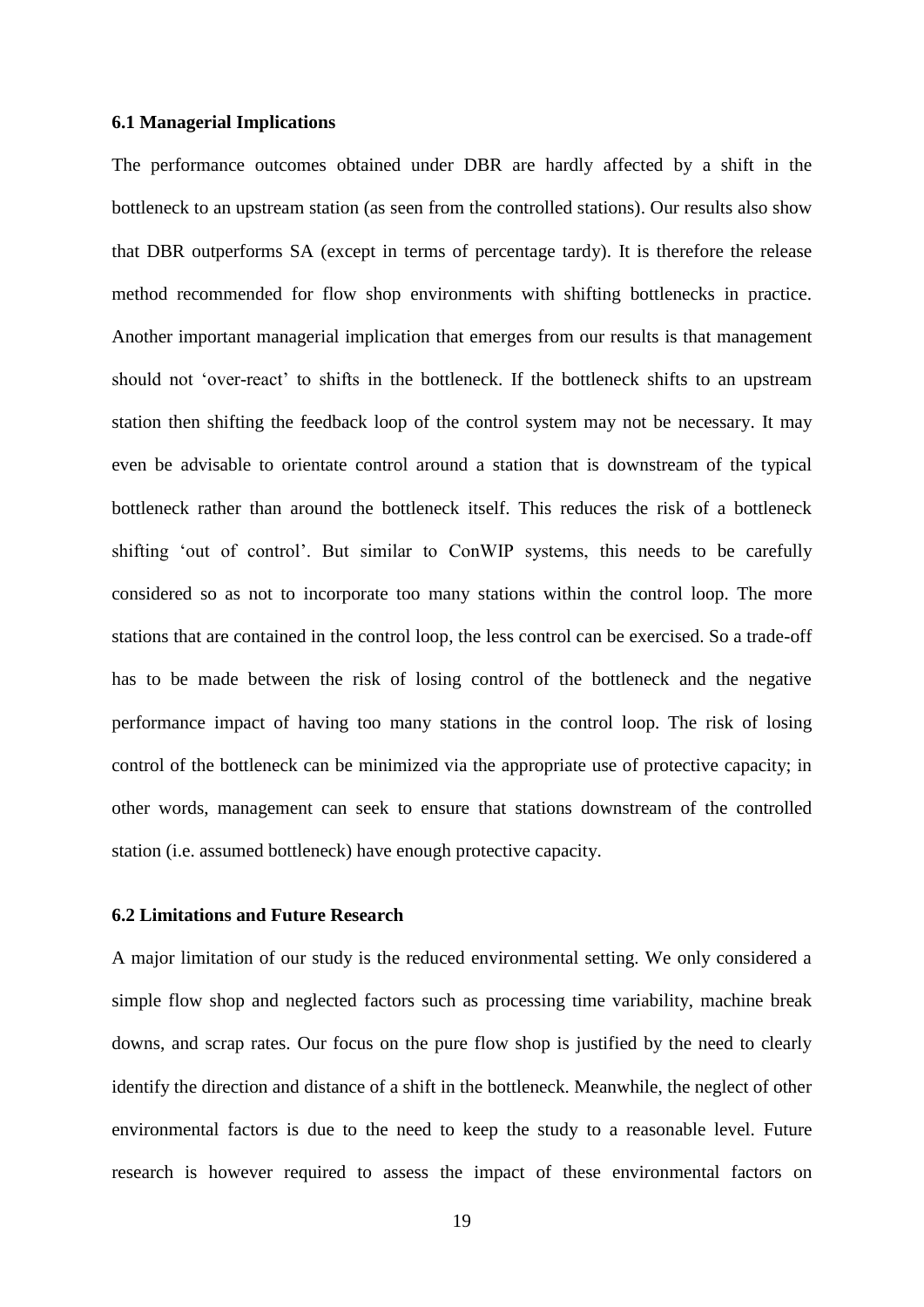### 6.1 Managerial Implications

The performance outcomes obtained under DBR are hardly affected by a shift in the bottleneck to an upstream station (as seen from the controlled stations). Our results also show that DBR outperforms SA (except in terms of percentage tardy). It is therefore the release method recommended for flow shop environments with shifting bottlenecks in practice. Another important managerial implication that emerges from our results is that management should not 'over-react' to shifts in the bottleneck. If the bottleneck shifts to an upstream station then shifting the feedback loop of the control system may not be necessary. It may even be advisable to orientate control around a station that is downstream of the typical bottleneck rather than around the bottleneck itself. This reduces the risk of a bottleneck shifting 'out of control'. But similar to ConWIP systems, this needs to be carefully considered so as not to incorporate too many stations within the control loop. The more stations that are contained in the control loop, the less control can be exercised. So a trade-off has to be made between the risk of losing control of the bottleneck and the negative performance impact of having too many stations in the control loop. The risk of losing control of the bottleneck can be minimized via the appropriate use of protective capacity; in other words, management can seek to ensure that stations downstream of the controlled station (i.e. assumed bottleneck) have enough protective capacity.

### 6.2 Limitations and Future Research

A major limitation of our study is the reduced environmental setting. We only considered a simple flow shop and neglected factors such as processing time variability, machine break downs, and scrap rates. Our focus on the pure flow shop is justified by the need to clearly identify the direction and distance of a shift in the bottleneck. Meanwhile, the neglect of other environmental factors is due to the need to keep the study to a reasonable level. Future research is however required to assess the impact of these environmental factors on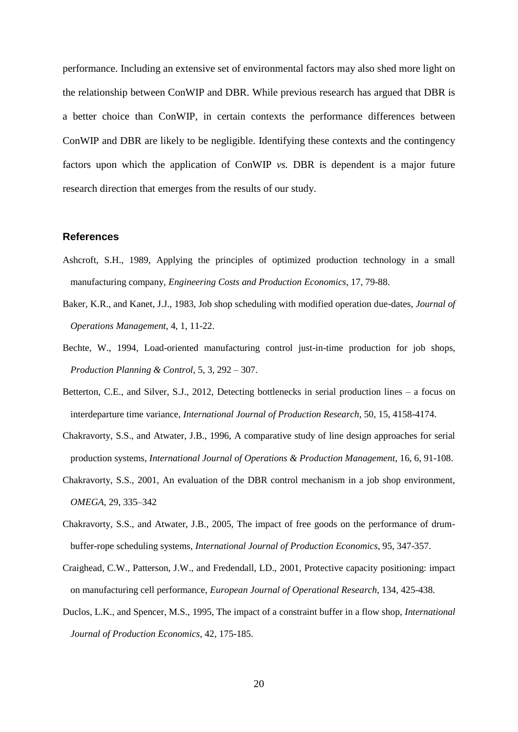performance. Including an extensive set of environmental factors may also shed more light on the relationship between ConWIP and DBR. While previous research has argued that DBR is a better choice than ConWIP, in certain contexts the performance differences between ConWIP and DBR are likely to be negligible. Identifying these contexts and the contingency factors upon which the application of ConWIP *vs.* DBR is dependent is a major future research direction that emerges from the results of our study.

## References

Ashcroft, S.H., 1989, Applying the principles of optimized production technology in a small manufacturing company, *Engineering Costs and Production Economics*, 17, 79-88.

Baker, K.R., and Kanet, J.J., 1983, Job shop scheduling with modified operation due-dates, *Journal of Operations Management*, 4, 1, 11-22.

Bechte, W., 1994, Load-oriented manufacturing control just-in-time production for job shops, *Production Planning & Control*, 5, 3, 292 – 307.

Betterton, C.E., and Silver, S.J., 2012, Detecting bottlenecks in serial production lines – a focus on interdeparture time variance, *International Journal of Production Research*, 50, 15, 4158-4174.

Chakravorty, S.S., and Atwater, J.B., 1996, A comparative study of line design approaches for serial production systems, *International Journal of Operations & Production Management*, 16, 6, 91-108.

Chakravorty, S.S., 2001, An evaluation of the DBR control mechanism in a job shop environment, *OMEGA*, 29, 335–342

Chakravorty, S.S., and Atwater, J.B., 2005, The impact of free goods on the performance of drum-buffer-rope scheduling systems, *International Journal of Production Economics*, 95, 347-357.

Craighead, C.W., Patterson, J.W., and Fredendall, LD., 2001, Protective capacity positioning: impact on manufacturing cell performance, *European Journal of Operational Research*, 134, 425-438.

Duclos, L.K., and Spencer, M.S., 1995, The impact of a constraint buffer in a flow shop, *International Journal of Production Economics*, 42, 175-185.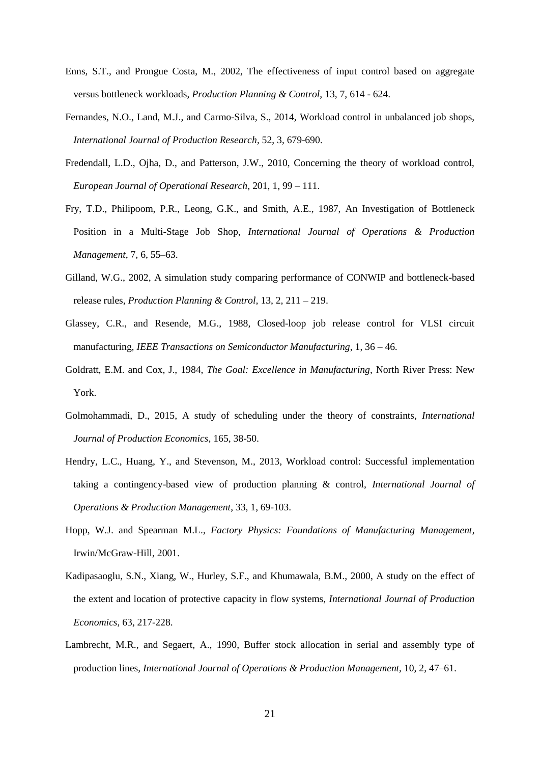Enns, S.T., and Prongue Costa, M., 2002, The effectiveness of input control based on aggregate versus bottleneck workloads, *Production Planning & Control*, 13, 7, 614 - 624.

Fernandes, N.O., Land, M.J., and Carmo-Silva, S., 2014, Workload control in unbalanced job shops, *International Journal of Production Research*, 52, 3, 679-690.

Fredendall, L.D., Ojha, D., and Patterson, J.W., 2010, Concerning the theory of workload control, *European Journal of Operational Research*, 201, 1, 99 – 111.

Fry, T.D., Philipoom, P.R., Leong, G.K., and Smith, A.E., 1987, An Investigation of Bottleneck Position in a Multi-Stage Job Shop, *International Journal of Operations & Production Management*, 7, 6, 55–63.

Gilland, W.G., 2002, A simulation study comparing performance of CONWIP and bottleneck-based release rules, *Production Planning & Control*, 13, 2, 211 – 219.

Glassey, C.R., and Resende, M.G., 1988, Closed-loop job release control for VLSI circuit manufacturing, *IEEE Transactions on Semiconductor Manufacturing*, 1, 36 – 46.

Goldratt, E.M. and Cox, J., 1984, *The Goal: Excellence in Manufacturing*, North River Press: New York.

Golmohammadi, D., 2015, A study of scheduling under the theory of constraints, *International Journal of Production Economics*, 165, 38-50.

Hendry, L.C., Huang, Y., and Stevenson, M., 2013, Workload control: Successful implementation taking a contingency-based view of production planning & control, *International Journal of Operations & Production Management*, 33, 1, 69-103.

Hopp, W.J. and Spearman M.L., *Factory Physics: Foundations of Manufacturing Management*, Irwin/McGraw-Hill, 2001.

Kadipasaoglu, S.N., Xiang, W., Hurley, S.F., and Khumawala, B.M., 2000, A study on the effect of the extent and location of protective capacity in flow systems, *International Journal of Production Economics*, 63, 217-228.

Lambrecht, M.R., and Segaert, A., 1990, Buffer stock allocation in serial and assembly type of production lines, *International Journal of Operations & Production Management*, 10, 2, 47–61.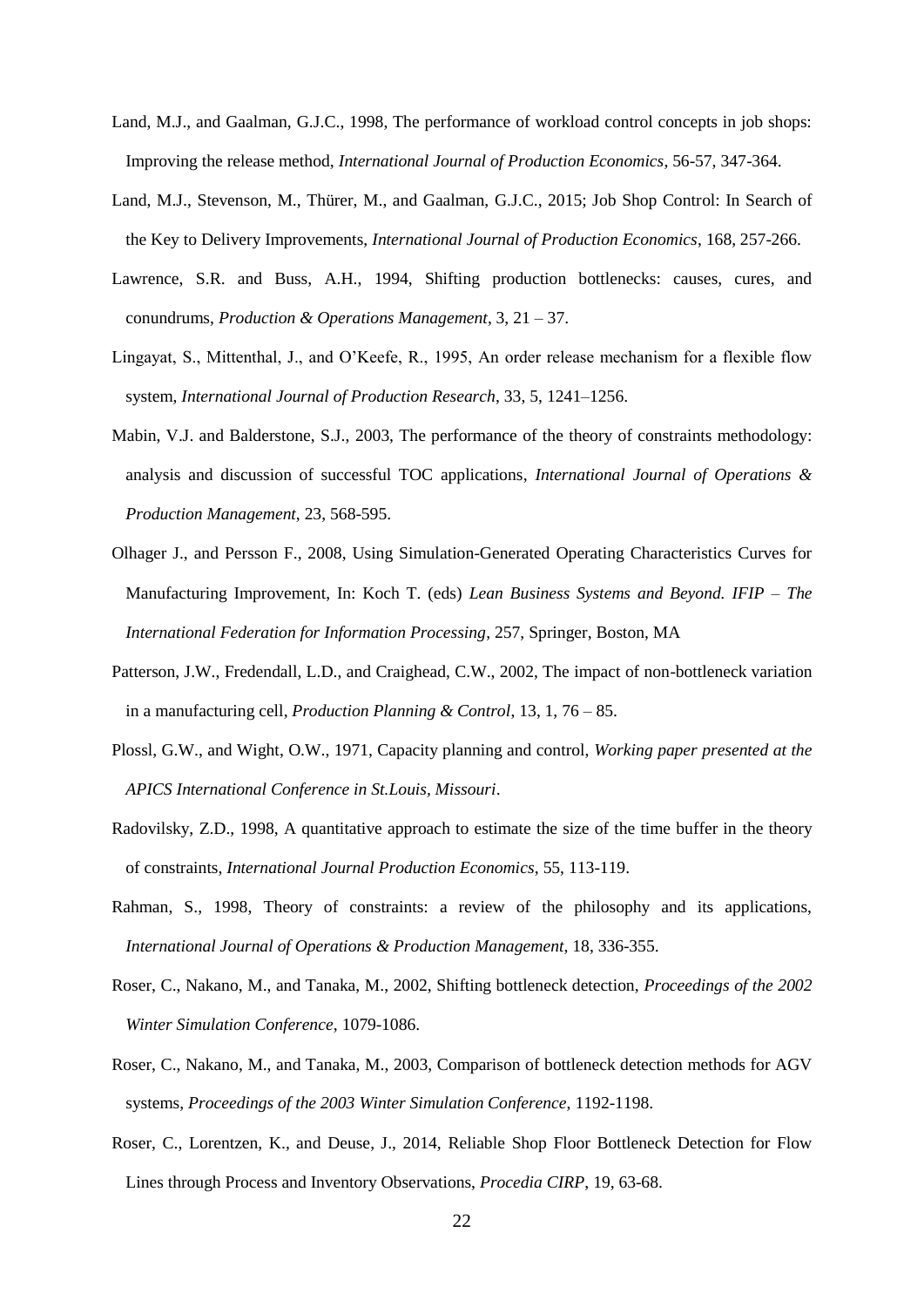Land, M.J., and Gaalman, G.J.C., 1998, The performance of workload control concepts in job shops: Improving the release method, *International Journal of Production Economics*, 56-57, 347-364.

Land, M.J., Stevenson, M., Thürer, M., and Gaalman, G.J.C., 2015; Job Shop Control: In Search of the Key to Delivery Improvements, *International Journal of Production Economics*, 168, 257-266.

Lawrence, S.R. and Buss, A.H., 1994, Shifting production bottlenecks: causes, cures, and conundrums, *Production & Operations Management*, 3, 21 – 37.

Lingayat, S., Mittenthal, J., and O'Keefe, R., 1995, An order release mechanism for a flexible flow system, *International Journal of Production Research*, 33, 5, 1241–1256.

Mabin, V.J. and Balderstone, S.J., 2003, The performance of the theory of constraints methodology: analysis and discussion of successful TOC applications, *International Journal of Operations & Production Management*, 23, 568-595.

Olhager J., and Persson F., 2008, Using Simulation-Generated Operating Characteristics Curves for Manufacturing Improvement, In: Koch T. (eds) *Lean Business Systems and Beyond. IFIP – The International Federation for Information Processing*, 257, Springer, Boston, MA

Patterson, J.W., Fredendall, L.D., and Craighead, C.W., 2002, The impact of non-bottleneck variation in a manufacturing cell, *Production Planning & Control*, 13, 1, 76 – 85.

Plossl, G.W., and Wight, O.W., 1971, Capacity planning and control, *Working paper presented at the APICS International Conference in St.Louis, Missouri*.

Radovilsky, Z.D., 1998, A quantitative approach to estimate the size of the time buffer in the theory of constraints, *International Journal Production Economics*, 55, 113-119.

Rahman, S., 1998, Theory of constraints: a review of the philosophy and its applications, *International Journal of Operations & Production Management*, 18, 336-355.

Roser, C., Nakano, M., and Tanaka, M., 2002, Shifting bottleneck detection, *Proceedings of the 2002 Winter Simulation Conference*, 1079-1086.

Roser, C., Nakano, M., and Tanaka, M., 2003, Comparison of bottleneck detection methods for AGV systems, *Proceedings of the 2003 Winter Simulation Conference*, 1192-1198.

Roser, C., Lorentzen, K., and Deuse, J., 2014, Reliable Shop Floor Bottleneck Detection for Flow Lines through Process and Inventory Observations, *Procedia CIRP*, 19, 63-68.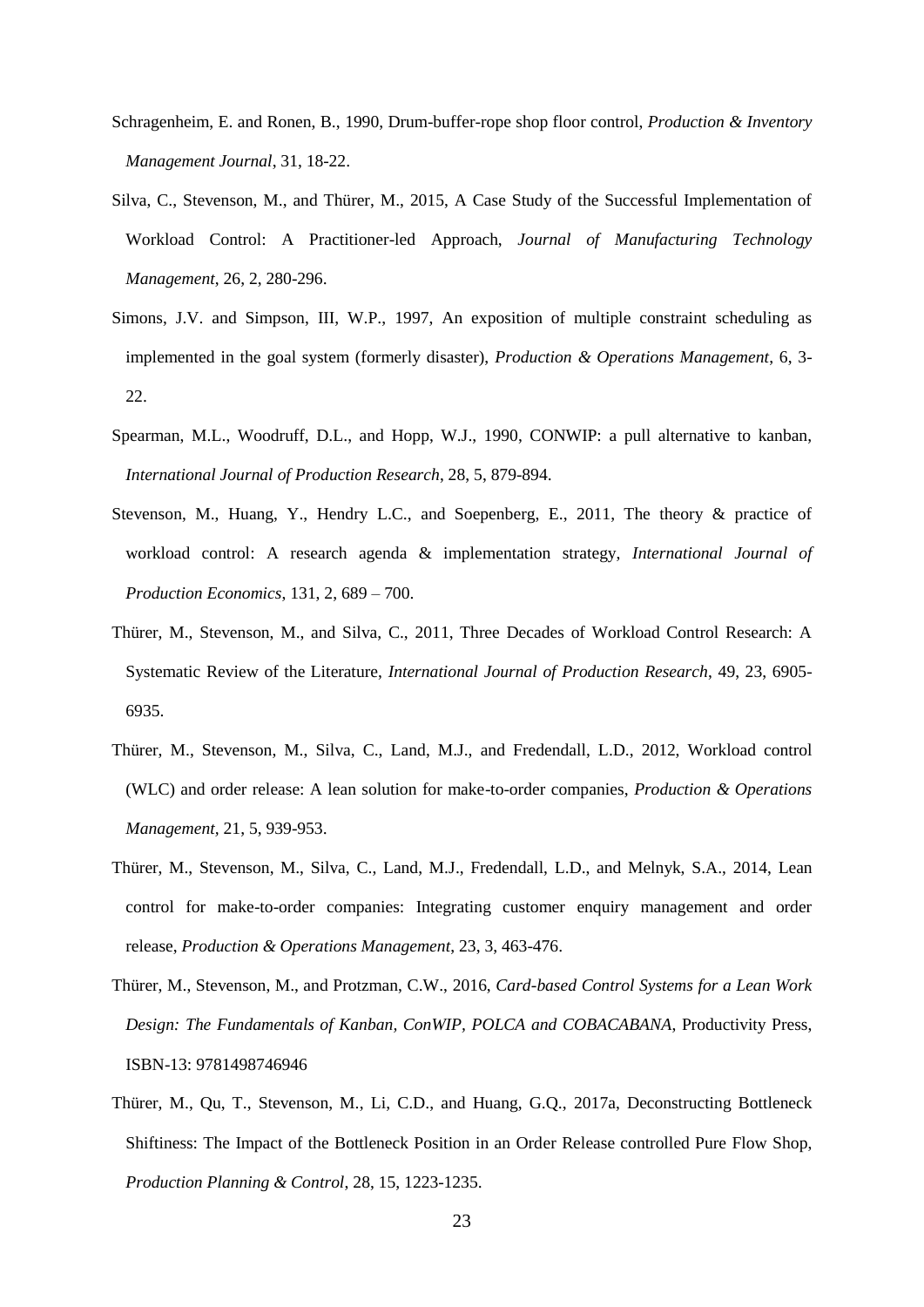Schragenheim, E. and Ronen, B., 1990, Drum-buffer-rope shop floor control, *Production & Inventory Management Journal*, 31, 18-22.

Silva, C., Stevenson, M., and Thürer, M., 2015, A Case Study of the Successful Implementation of Workload Control: A Practitioner-led Approach, *Journal of Manufacturing Technology Management*, 26, 2, 280-296.

Simons, J.V. and Simpson, III, W.P., 1997, An exposition of multiple constraint scheduling as implemented in the goal system (formerly disaster), *Production & Operations Management*, 6, 3-22.

Spearman, M.L., Woodruff, D.L., and Hopp, W.J., 1990, CONWIP: a pull alternative to kanban, *International Journal of Production Research*, 28, 5, 879-894.

Stevenson, M., Huang, Y., Hendry L.C., and Soepenberg, E., 2011, The theory & practice of workload control: A research agenda & implementation strategy, *International Journal of Production Economics*, 131, 2, 689 – 700.

Thürer, M., Stevenson, M., and Silva, C., 2011, Three Decades of Workload Control Research: A Systematic Review of the Literature, *International Journal of Production Research*, 49, 23, 6905-6935.

Thürer, M., Stevenson, M., Silva, C., Land, M.J., and Fredendall, L.D., 2012, Workload control (WLC) and order release: A lean solution for make-to-order companies, *Production & Operations Management*, 21, 5, 939-953.

Thürer, M., Stevenson, M., Silva, C., Land, M.J., Fredendall, L.D., and Melnyk, S.A., 2014, Lean control for make-to-order companies: Integrating customer enquiry management and order release, *Production & Operations Management*, 23, 3, 463-476.

Thürer, M., Stevenson, M., and Protzman, C.W., 2016, *Card-based Control Systems for a Lean Work Design: The Fundamentals of Kanban, ConWIP, POLCA and COBACABANA*, Productivity Press, ISBN-13: 9781498746946

Thürer, M., Qu, T., Stevenson, M., Li, C.D., and Huang, G.Q., 2017a, Deconstructing Bottleneck Shiftiness: The Impact of the Bottleneck Position in an Order Release controlled Pure Flow Shop, *Production Planning & Control*, 28, 15, 1223-1235.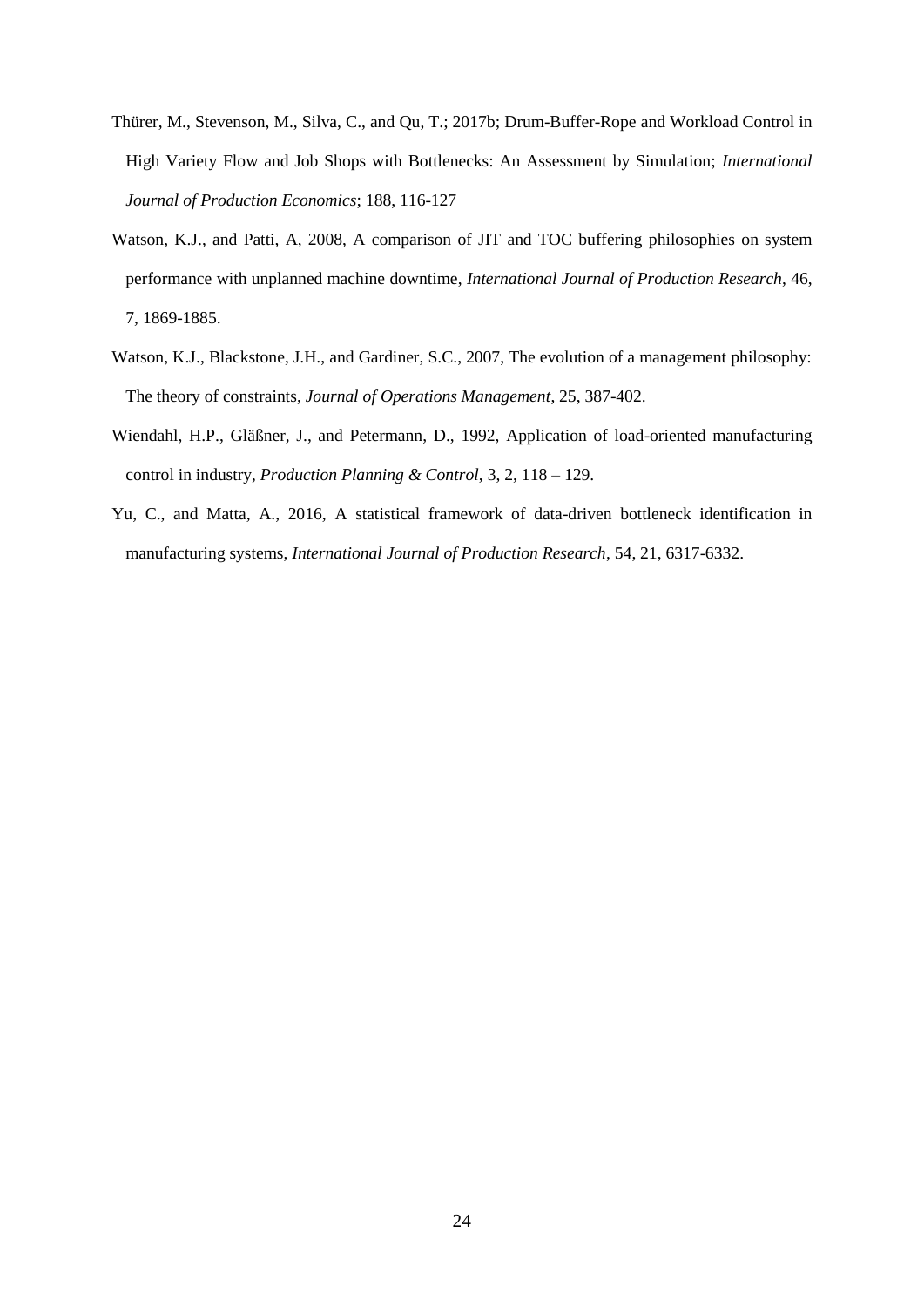Thürer, M., Stevenson, M., Silva, C., and Qu, T.; 2017b; Drum-Buffer-Rope and Workload Control in High Variety Flow and Job Shops with Bottlenecks: An Assessment by Simulation; *International Journal of Production Economics*; 188, 116-127

Watson, K.J., and Patti, A, 2008, A comparison of JIT and TOC buffering philosophies on system performance with unplanned machine downtime, *International Journal of Production Research*, 46, 7, 1869-1885.

Watson, K.J., Blackstone, J.H., and Gardiner, S.C., 2007, The evolution of a management philosophy: The theory of constraints, *Journal of Operations Management*, 25, 387-402.

Wiendahl, H.P., Gläßner, J., and Petermann, D., 1992, Application of load-oriented manufacturing control in industry, *Production Planning & Control*, 3, 2, 118 – 129.

Yu, C., and Matta, A., 2016, A statistical framework of data-driven bottleneck identification in manufacturing systems, *International Journal of Production Research*, 54, 21, 6317-6332.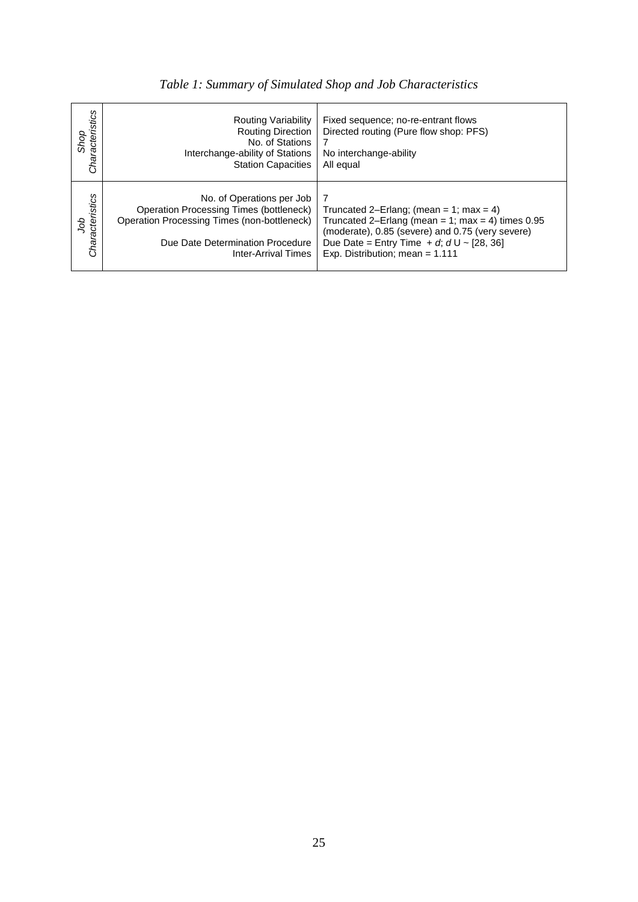*Table 1: Summary of Simulated Shop and Job Characteristics*

| | | |
|---|---|---|
| *Shop Characteristics* | Routing Variability | Fixed sequence; no-re-entrant flows |
| | Routing Direction | Directed routing (Pure flow shop: PFS) |
| | No. of Stations | 7 |
| | Interchange-ability of Stations | No interchange-ability |
| | Station Capacities | All equal |
| *Job Characteristics* | No. of Operations per Job | 7 |
| | Operation Processing Times (bottleneck) | Truncated 2–Erlang; (mean = 1; max = 4) |
| | Operation Processing Times (non-bottleneck) | Truncated 2–Erlang (mean = 1; max = 4) times 0.95 (moderate), 0.85 (severe) and 0.75 (very severe) |
| | Due Date Determination Procedure | Due Date = Entry Time + $d$; $d$ U ~ [28, 36] |
| | Inter-Arrival Times | Exp. Distribution; mean = 1.111 |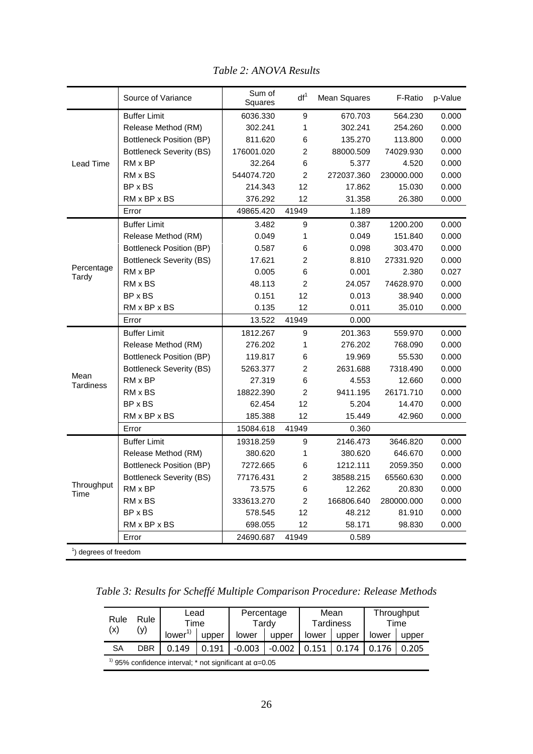*Table 2: ANOVA Results*

| | Source of Variance | Sum of Squares | df[1] | Mean Squares | F-Ratio | p-Value |
|---|---|---|---|---|---|---|
| Lead Time | Buffer Limit | 6036.330 | 9 | 670.703 | 564.230 | 0.000 |
| | Release Method (RM) | 302.241 | 1 | 302.241 | 254.260 | 0.000 |
| | Bottleneck Position (BP) | 811.620 | 6 | 135.270 | 113.800 | 0.000 |
| | Bottleneck Severity (BS) | 176001.020 | 2 | 88000.509 | 74029.930 | 0.000 |
| | RM x BP | 32.264 | 6 | 5.377 | 4.520 | 0.000 |
| | RM x BS | 544074.720 | 2 | 272037.360 | 230000.000 | 0.000 |
| | BP x BS | 214.343 | 12 | 17.862 | 15.030 | 0.000 |
| | RM x BP x BS | 376.292 | 12 | 31.358 | 26.380 | 0.000 |
| | Error | 49865.420 | 41949 | 1.189 | | |
| Percentage Tardy | Buffer Limit | 3.482 | 9 | 0.387 | 1200.200 | 0.000 |
| | Release Method (RM) | 0.049 | 1 | 0.049 | 151.840 | 0.000 |
| | Bottleneck Position (BP) | 0.587 | 6 | 0.098 | 303.470 | 0.000 |
| | Bottleneck Severity (BS) | 17.621 | 2 | 8.810 | 27331.920 | 0.000 |
| | RM x BP | 0.005 | 6 | 0.001 | 2.380 | 0.027 |
| | RM x BS | 48.113 | 2 | 24.057 | 74628.970 | 0.000 |
| | BP x BS | 0.151 | 12 | 0.013 | 38.940 | 0.000 |
| | RM x BP x BS | 0.135 | 12 | 0.011 | 35.010 | 0.000 |
| | Error | 13.522 | 41949 | 0.000 | | |
| Mean Tardiness | Buffer Limit | 1812.267 | 9 | 201.363 | 559.970 | 0.000 |
| | Release Method (RM) | 276.202 | 1 | 276.202 | 768.090 | 0.000 |
| | Bottleneck Position (BP) | 119.817 | 6 | 19.969 | 55.530 | 0.000 |
| | Bottleneck Severity (BS) | 5263.377 | 2 | 2631.688 | 7318.490 | 0.000 |
| | RM x BP | 27.319 | 6 | 4.553 | 12.660 | 0.000 |
| | RM x BS | 18822.390 | 2 | 9411.195 | 26171.710 | 0.000 |
| | BP x BS | 62.454 | 12 | 5.204 | 14.470 | 0.000 |
| | RM x BP x BS | 185.388 | 12 | 15.449 | 42.960 | 0.000 |
| | Error | 15084.618 | 41949 | 0.360 | | |
| Throughput Time | Buffer Limit | 19318.259 | 9 | 2146.473 | 3646.820 | 0.000 |
| | Release Method (RM) | 380.620 | 1 | 380.620 | 646.670 | 0.000 |
| | Bottleneck Position (BP) | 7272.665 | 6 | 1212.111 | 2059.350 | 0.000 |
| | Bottleneck Severity (BS) | 77176.431 | 2 | 38588.215 | 65560.630 | 0.000 |
| | RM x BP | 73.575 | 6 | 12.262 | 20.830 | 0.000 |
| | RM x BS | 333613.270 | 2 | 166806.640 | 280000.000 | 0.000 |
| | BP x BS | 578.545 | 12 | 48.212 | 81.910 | 0.000 |
| | RM x BP x BS | 698.055 | 12 | 58.171 | 98.830 | 0.000 |
| | Error | 24690.687 | 41949 | 0.589 | | |

[1]) degrees of freedom

*Table 3: Results for Scheffé Multiple Comparison Procedure: Release Methods*

| Rule (x) | Rule (y) | Lead Time | | Percentage Tardy | | Mean Tardiness | | Throughput Time | |
|---|---|---|---|---|---|---|---|---|---|
| | | lower[1)] | upper | lower | upper | lower | upper | lower | upper |
| SA | DBR | 0.149 | 0.191 | -0.003 | -0.002 | 0.151 | 0.174 | 0.176 | 0.205 |

[1)] 95% confidence interval; * not significant at α=0.05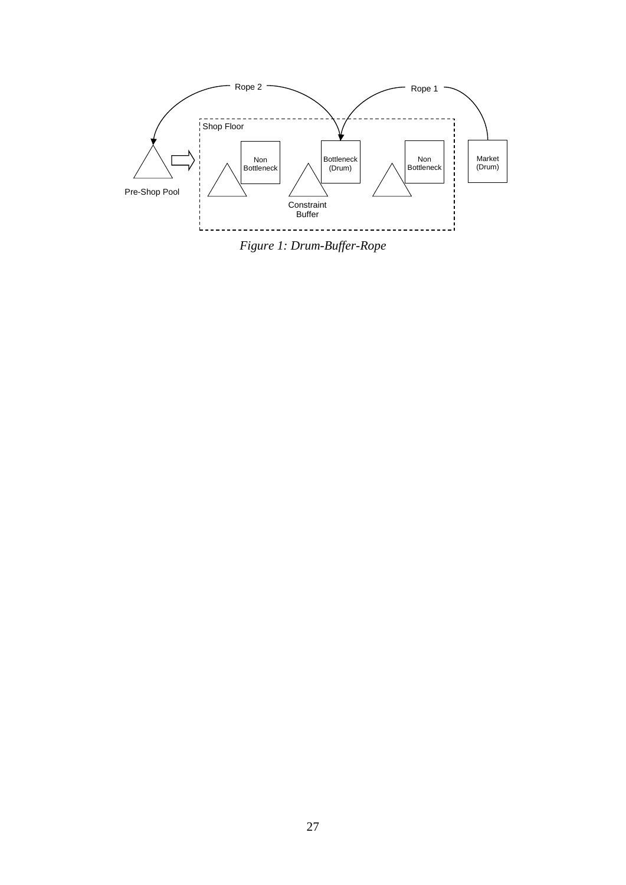Rope 2

Rope 1

Shop Floor

Non Bottleneck

Bottleneck (Drum)

Non Bottleneck

Market (Drum)

Pre-Shop Pool

Constraint Buffer

*Figure 1: Drum-Buffer-Rope*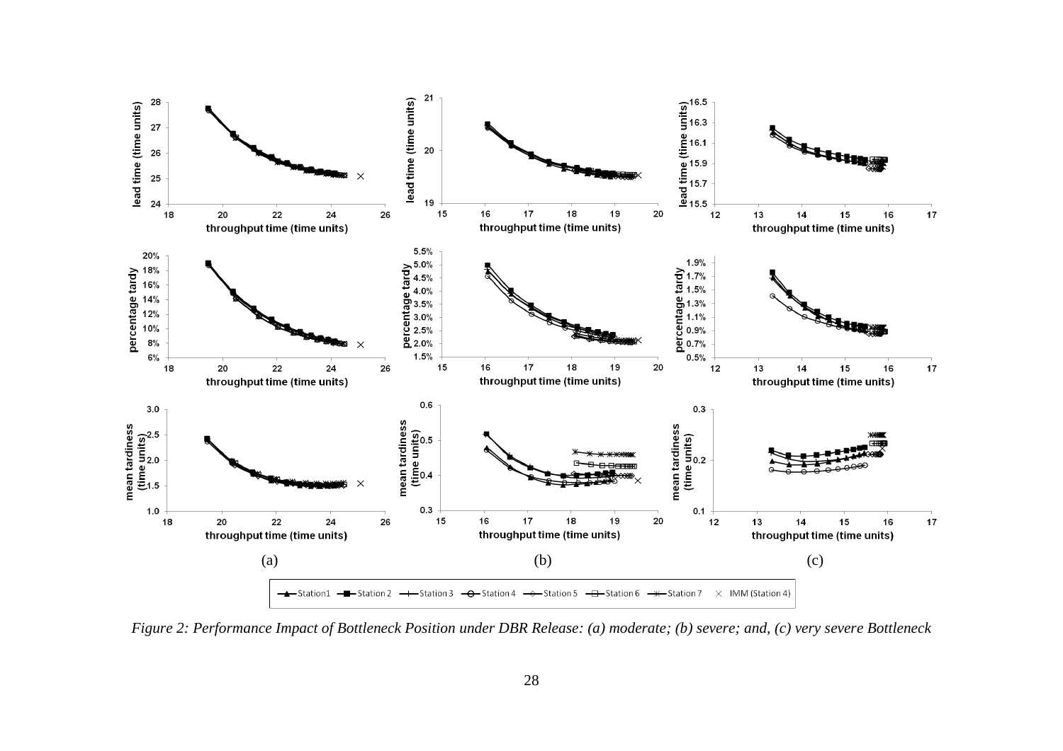*Figure 2: Performance Impact of Bottleneck Position under DBR Release: (a) moderate; (b) severe; and, (c) very severe Bottleneck*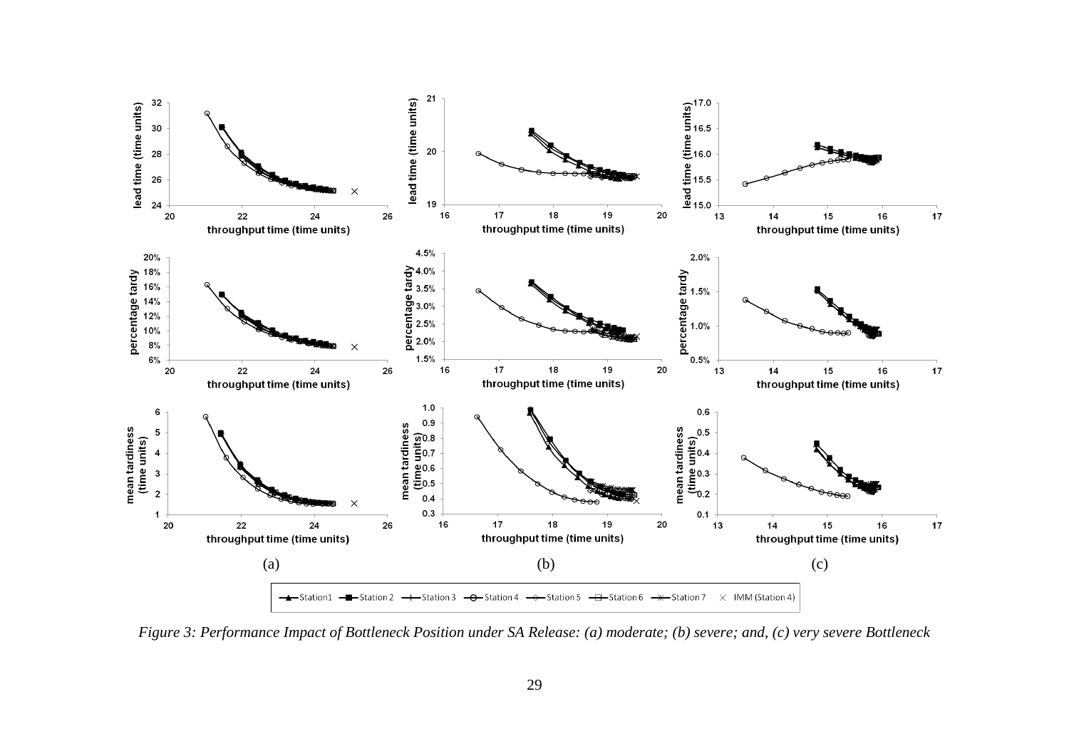lead time (time units)

throughput time (time units)

percentage tardy

mean tardiness (time units)

(a)

(b)

(c)

Station1 Station 2 Station 3 Station 4 Station 5 Station 6 Station 7 IMM (Station 4)

*Figure 3: Performance Impact of Bottleneck Position under SA Release: (a) moderate; (b) severe; and, (c) very severe Bottleneck*